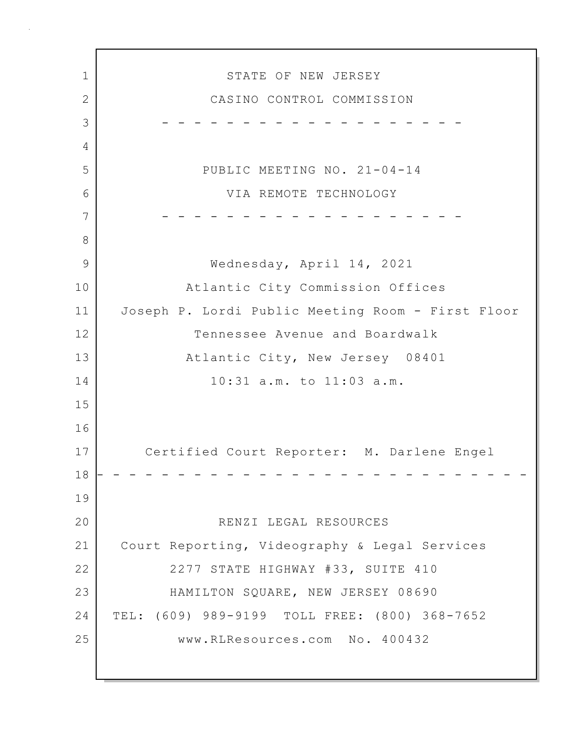STATE OF NEW JERSEY

CASINO CONTROL COMMISSION

- - - - - - - - - - - - - - - - - - - - -

PUBLIC MEETING NO. 21-04-14

VIA REMOTE TECHNOLOGY

- - - - - - - - - - - - - - - - - - - - -

Wednesday, April 14, 2021

Atlantic City Commission Offices

Joseph P. Lordi Public Meeting Room - First Floor

Tennessee Avenue and Boardwalk

Atlantic City, New Jersey 08401

10:31 a.m. to 11:03 a.m.

Certified Court Reporter: M. Darlene Engel

- - - - - - - - - - - - - - - - - - - - - - - - - - - -

RENZI LEGAL RESOURCES

Court Reporting, Videography & Legal Services

2277 STATE HIGHWAY #33, SUITE 410

HAMILTON SQUARE, NEW JERSEY 08690

TEL: (609) 989-9199 TOLL FREE: (800) 368-7652

www.RLResources.com No. 400432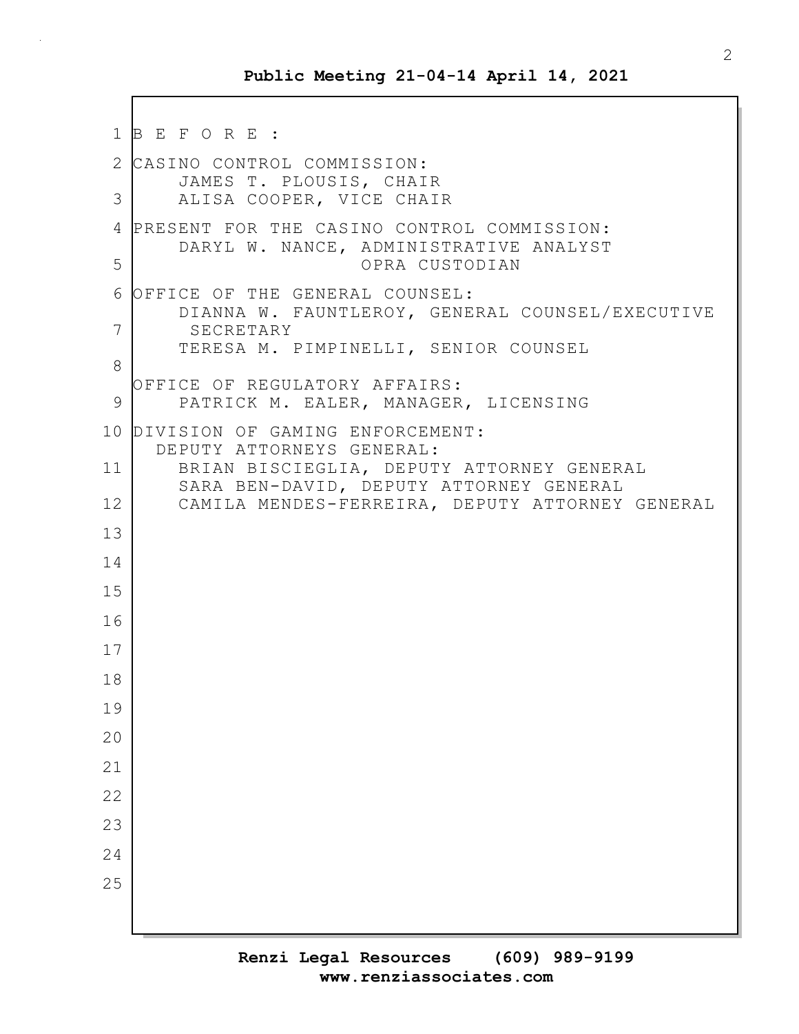B E F O R E :

CASINO CONTROL COMMISSION:
JAMES T. PLOUSIS, CHAIR
ALISA COOPER, VICE CHAIR

PRESENT FOR THE CASINO CONTROL COMMISSION:
DARYL W. NANCE, ADMINISTRATIVE ANALYST
OPRA CUSTODIAN

OFFICE OF THE GENERAL COUNSEL:
DIANNA W. FAUNTLEROY, GENERAL COUNSEL/EXECUTIVE SECRETARY
TERESA M. PIMPINELLI, SENIOR COUNSEL

OFFICE OF REGULATORY AFFAIRS:
PATRICK M. EALER, MANAGER, LICENSING

DIVISION OF GAMING ENFORCEMENT:
DEPUTY ATTORNEYS GENERAL:
BRIAN BISCIEGLIA, DEPUTY ATTORNEY GENERAL
SARA BEN-DAVID, DEPUTY ATTORNEY GENERAL
CAMILA MENDES-FERREIRA, DEPUTY ATTORNEY GENERAL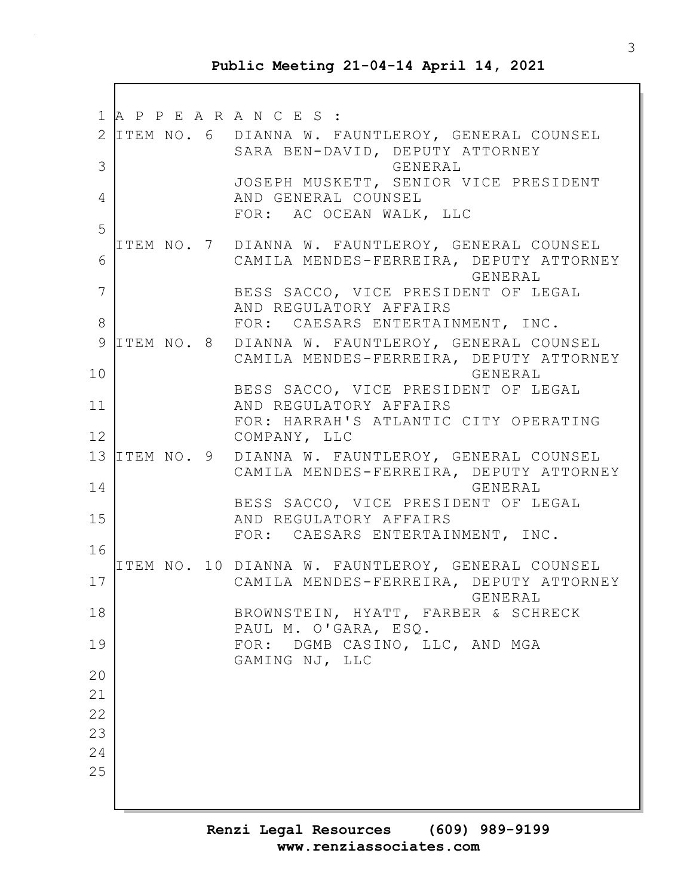A P P E A R A N C E S :

ITEM NO. 6 DIANNA W. FAUNTLEROY, GENERAL COUNSEL
SARA BEN-DAVID, DEPUTY ATTORNEY GENERAL
JOSEPH MUSKETT, SENIOR VICE PRESIDENT AND GENERAL COUNSEL
FOR: AC OCEAN WALK, LLC

ITEM NO. 7 DIANNA W. FAUNTLEROY, GENERAL COUNSEL
CAMILA MENDES-FERREIRA, DEPUTY ATTORNEY GENERAL
BESS SACCO, VICE PRESIDENT OF LEGAL AND REGULATORY AFFAIRS
FOR: CAESARS ENTERTAINMENT, INC.

ITEM NO. 8 DIANNA W. FAUNTLEROY, GENERAL COUNSEL
CAMILA MENDES-FERREIRA, DEPUTY ATTORNEY GENERAL
BESS SACCO, VICE PRESIDENT OF LEGAL AND REGULATORY AFFAIRS
FOR: HARRAH'S ATLANTIC CITY OPERATING COMPANY, LLC

ITEM NO. 9 DIANNA W. FAUNTLEROY, GENERAL COUNSEL
CAMILA MENDES-FERREIRA, DEPUTY ATTORNEY GENERAL
BESS SACCO, VICE PRESIDENT OF LEGAL AND REGULATORY AFFAIRS
FOR: CAESARS ENTERTAINMENT, INC.

ITEM NO. 10 DIANNA W. FAUNTLEROY, GENERAL COUNSEL
CAMILA MENDES-FERREIRA, DEPUTY ATTORNEY GENERAL
BROWNSTEIN, HYATT, FARBER & SCHRECK
PAUL M. O'GARA, ESQ.
FOR: DGMB CASINO, LLC, AND MGA GAMING NJ, LLC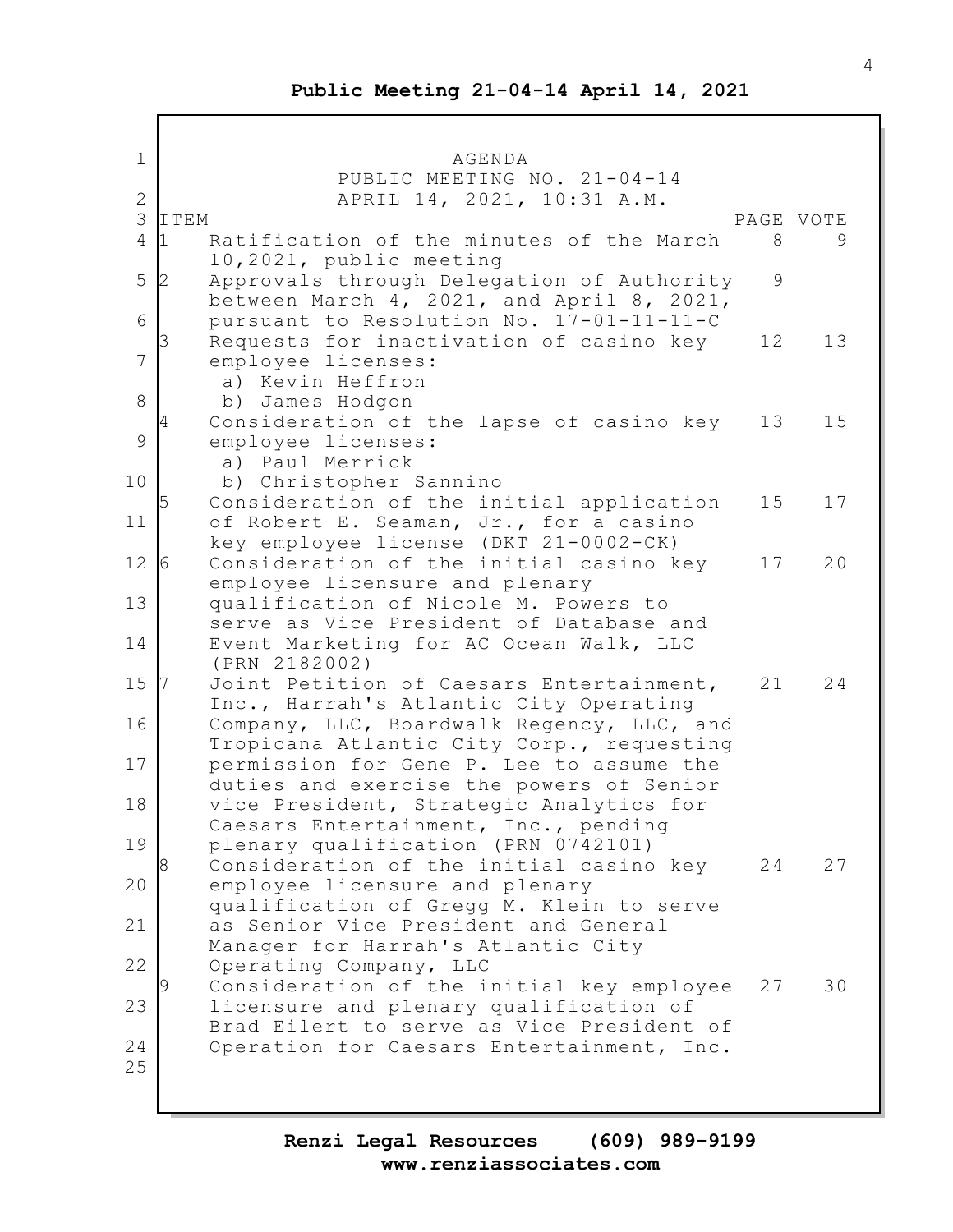AGENDA
PUBLIC MEETING NO. 21-04-14
APRIL 14, 2021, 10:31 A.M.

| ITEM | | PAGE | VOTE |
|---|---|---|---|
| 1 | Ratification of the minutes of the March 10,2021, public meeting | 8 | 9 |
| 2 | Approvals through Delegation of Authority between March 4, 2021, and April 8, 2021, pursuant to Resolution No. 17-01-11-11-C | 9 | |
| 3 | Requests for inactivation of casino key employee licenses: a) Kevin Heffron b) James Hodgon | 12 | 13 |
| 4 | Consideration of the lapse of casino key employee licenses: a) Paul Merrick b) Christopher Sannino | 13 | 15 |
| 5 | Consideration of the initial application of Robert E. Seaman, Jr., for a casino key employee license (DKT 21-0002-CK) | 15 | 17 |
| 6 | Consideration of the initial casino key employee licensure and plenary qualification of Nicole M. Powers to serve as Vice President of Database and Event Marketing for AC Ocean Walk, LLC (PRN 2182002) | 17 | 20 |
| 7 | Joint Petition of Caesars Entertainment, Inc., Harrah's Atlantic City Operating Company, LLC, Boardwalk Regency, LLC, and Tropicana Atlantic City Corp., requesting permission for Gene P. Lee to assume the duties and exercise the powers of Senior vice President, Strategic Analytics for Caesars Entertainment, Inc., pending plenary qualification (PRN 0742101) | 21 | 24 |
| 8 | Consideration of the initial casino key employee licensure and plenary qualification of Gregg M. Klein to serve as Senior Vice President and General Manager for Harrah's Atlantic City Operating Company, LLC | 24 | 27 |
| 9 | Consideration of the initial key employee licensure and plenary qualification of Brad Eilert to serve as Vice President of Operation for Caesars Entertainment, Inc. | 27 | 30 |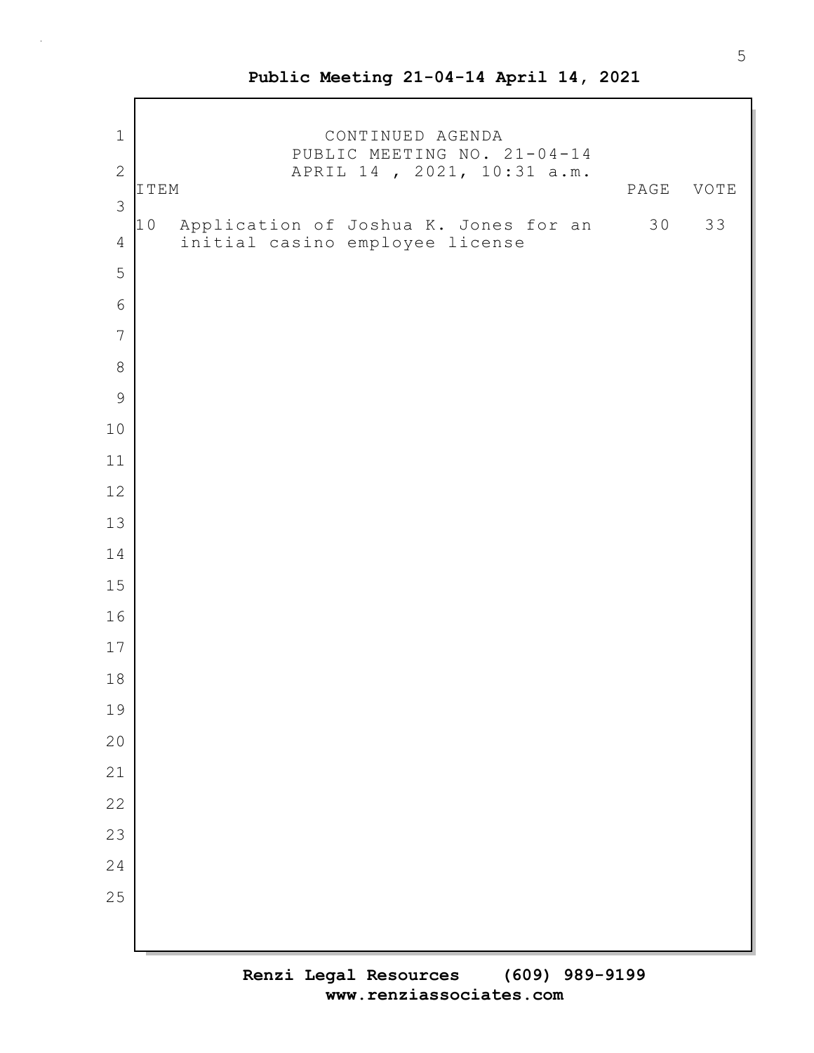CONTINUED AGENDA
PUBLIC MEETING NO. 21-04-14
APRIL 14 , 2021, 10:31 a.m.

| ITEM | | PAGE | VOTE |
|---|---|---|---|
| 10 | Application of Joshua K. Jones for an initial casino employee license | 30 | 33 |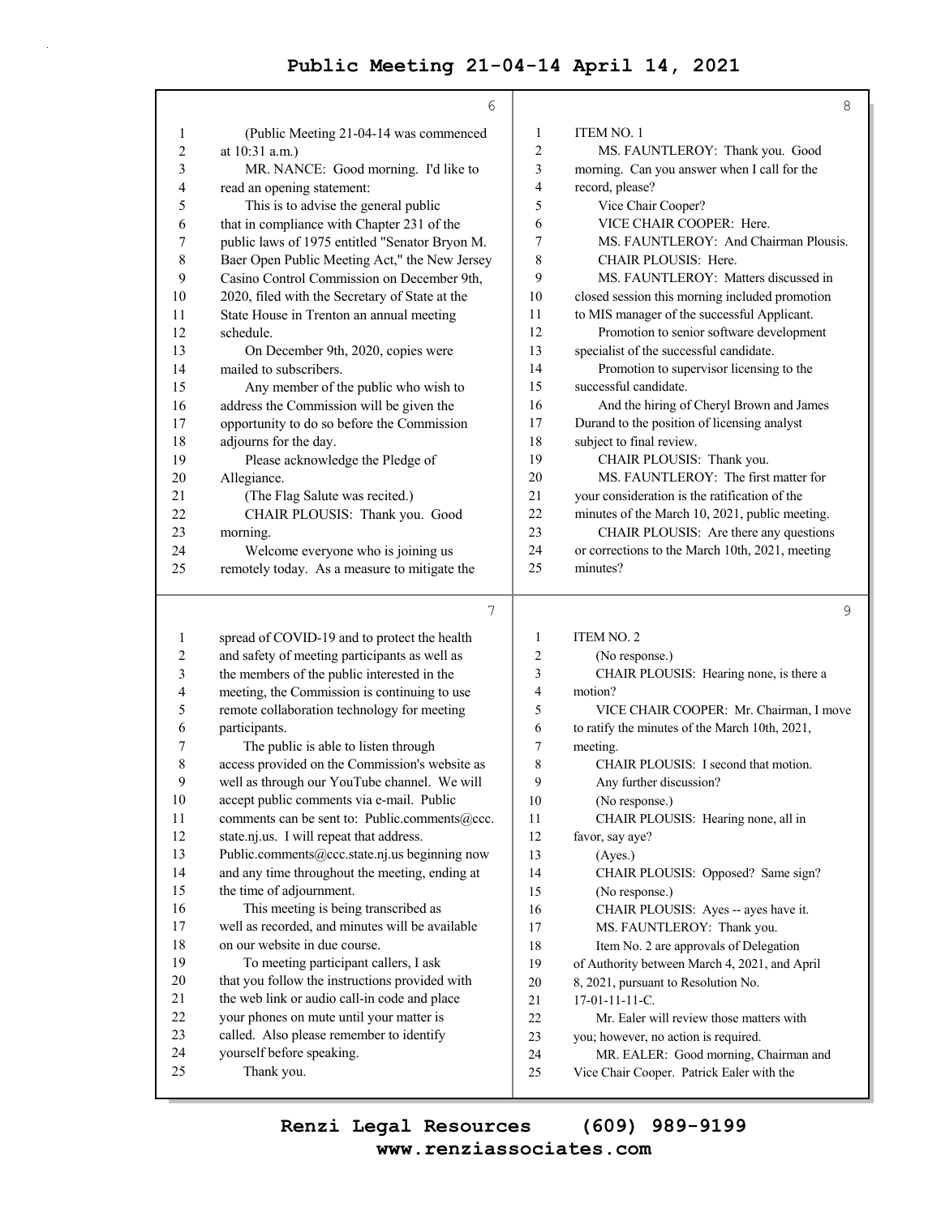(Public Meeting 21-04-14 was commenced at 10:31 a.m.)

MR. NANCE: Good morning. I'd like to read an opening statement:

This is to advise the general public that in compliance with Chapter 231 of the public laws of 1975 entitled "Senator Bryon M. Baer Open Public Meeting Act," the New Jersey Casino Control Commission on December 9th, 2020, filed with the Secretary of State at the State House in Trenton an annual meeting schedule.

On December 9th, 2020, copies were mailed to subscribers.

Any member of the public who wish to address the Commission will be given the opportunity to do so before the Commission adjourns for the day.

Please acknowledge the Pledge of Allegiance.

(The Flag Salute was recited.)

CHAIR PLOUSIS: Thank you. Good morning.

Welcome everyone who is joining us remotely today. As a measure to mitigate the spread of COVID-19 and to protect the health and safety of meeting participants as well as the members of the public interested in the meeting, the Commission is continuing to use remote collaboration technology for meeting participants.

The public is able to listen through access provided on the Commission's website as well as through our YouTube channel. We will accept public comments via e-mail. Public comments can be sent to: Public.comments@ccc.state.nj.us. I will repeat that address. Public.comments@ccc.state.nj.us beginning now and any time throughout the meeting, ending at the time of adjournment.

This meeting is being transcribed as well as recorded, and minutes will be available on our website in due course.

To meeting participant callers, I ask that you follow the instructions provided with the web link or audio call-in code and place your phones on mute until your matter is called. Also please remember to identify yourself before speaking.

Thank you.

ITEM NO. 1

MS. FAUNTLEROY: Thank you. Good morning. Can you answer when I call for the record, please?

Vice Chair Cooper?

VICE CHAIR COOPER: Here.

MS. FAUNTLEROY: And Chairman Plousis.

CHAIR PLOUSIS: Here.

MS. FAUNTLEROY: Matters discussed in closed session this morning included promotion to MIS manager of the successful Applicant.

Promotion to senior software development specialist of the successful candidate.

Promotion to supervisor licensing to the successful candidate.

And the hiring of Cheryl Brown and James Durand to the position of licensing analyst subject to final review.

CHAIR PLOUSIS: Thank you.

MS. FAUNTLEROY: The first matter for your consideration is the ratification of the minutes of the March 10, 2021, public meeting.

CHAIR PLOUSIS: Are there any questions or corrections to the March 10th, 2021, meeting minutes?

ITEM NO. 2

(No response.)

CHAIR PLOUSIS: Hearing none, is there a motion?

VICE CHAIR COOPER: Mr. Chairman, I move to ratify the minutes of the March 10th, 2021, meeting.

CHAIR PLOUSIS: I second that motion.

Any further discussion?

(No response.)

CHAIR PLOUSIS: Hearing none, all in favor, say aye?

(Ayes.)

CHAIR PLOUSIS: Opposed? Same sign?

(No response.)

CHAIR PLOUSIS: Ayes -- ayes have it.

MS. FAUNTLEROY: Thank you.

Item No. 2 are approvals of Delegation of Authority between March 4, 2021, and April 8, 2021, pursuant to Resolution No. 17-01-11-11-C.

Mr. Ealer will review those matters with you; however, no action is required.

MR. EALER: Good morning, Chairman and Vice Chair Cooper. Patrick Ealer with the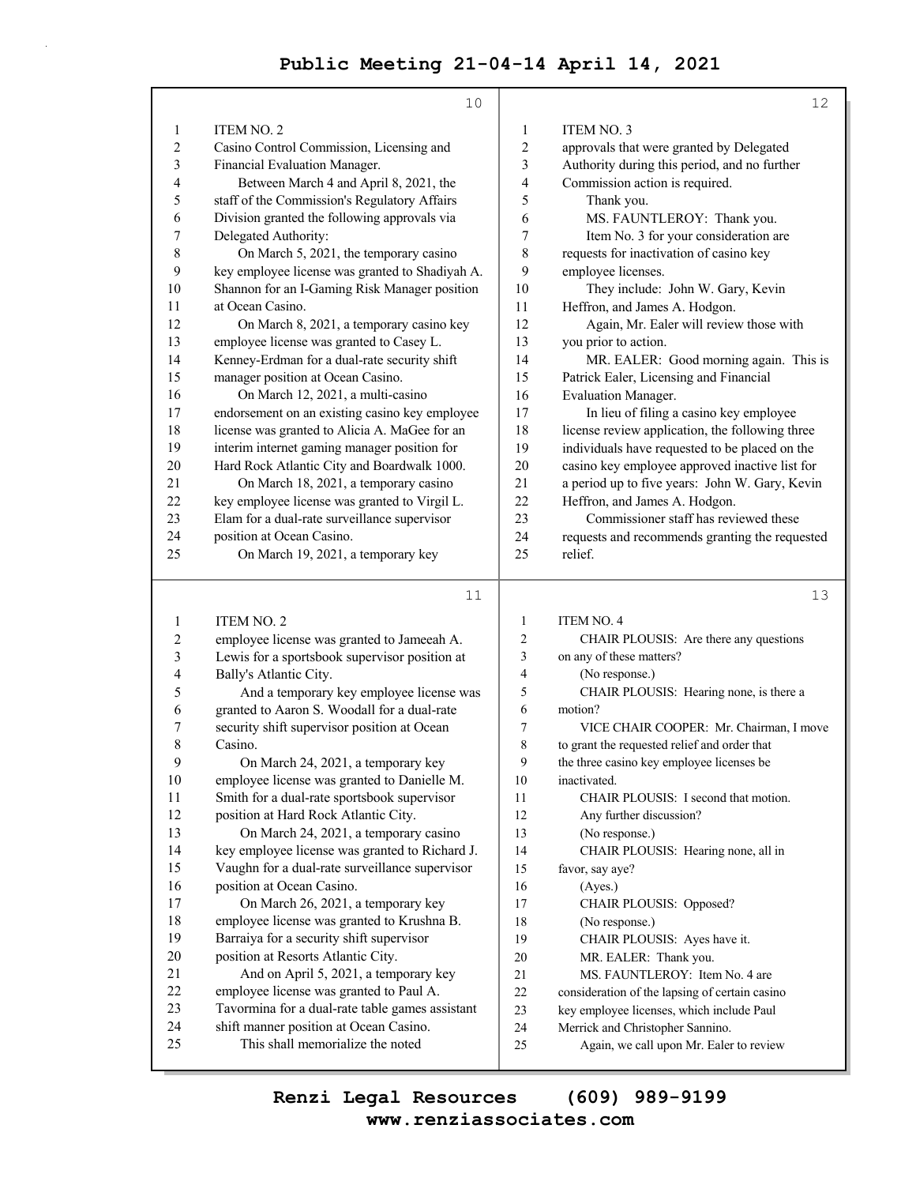**Page 10**

ITEM NO. 2

Casino Control Commission, Licensing and Financial Evaluation Manager.

Between March 4 and April 8, 2021, the staff of the Commission's Regulatory Affairs Division granted the following approvals via Delegated Authority:

On March 5, 2021, the temporary casino key employee license was granted to Shadiyah A. Shannon for an I-Gaming Risk Manager position at Ocean Casino.

On March 8, 2021, a temporary casino key employee license was granted to Casey L. Kenney-Erdman for a dual-rate security shift manager position at Ocean Casino.

On March 12, 2021, a multi-casino endorsement on an existing casino key employee license was granted to Alicia A. MaGee for an interim internet gaming manager position for Hard Rock Atlantic City and Boardwalk 1000.

On March 18, 2021, a temporary casino key employee license was granted to Virgil L. Elam for a dual-rate surveillance supervisor position at Ocean Casino.

On March 19, 2021, a temporary key

**Page 11**

ITEM NO. 2

employee license was granted to Jameeah A. Lewis for a sportsbook supervisor position at Bally's Atlantic City.

And a temporary key employee license was granted to Aaron S. Woodall for a dual-rate security shift supervisor position at Ocean Casino.

On March 24, 2021, a temporary key employee license was granted to Danielle M. Smith for a dual-rate sportsbook supervisor position at Hard Rock Atlantic City.

On March 24, 2021, a temporary casino key employee license was granted to Richard J. Vaughn for a dual-rate surveillance supervisor position at Ocean Casino.

On March 26, 2021, a temporary key employee license was granted to Krushna B. Barraiya for a security shift supervisor position at Resorts Atlantic City.

And on April 5, 2021, a temporary key employee license was granted to Paul A. Tavormina for a dual-rate table games assistant shift manner position at Ocean Casino.

This shall memorialize the noted

**Page 12**

ITEM NO. 3

approvals that were granted by Delegated Authority during this period, and no further Commission action is required.

Thank you.

MS. FAUNTLEROY: Thank you.

Item No. 3 for your consideration are requests for inactivation of casino key employee licenses.

They include: John W. Gary, Kevin Heffron, and James A. Hodgon.

Again, Mr. Ealer will review those with you prior to action.

MR. EALER: Good morning again. This is Patrick Ealer, Licensing and Financial Evaluation Manager.

In lieu of filing a casino key employee license review application, the following three individuals have requested to be placed on the casino key employee approved inactive list for a period up to five years: John W. Gary, Kevin Heffron, and James A. Hodgon.

Commissioner staff has reviewed these requests and recommends granting the requested relief.

**Page 13**

ITEM NO. 4

CHAIR PLOUSIS: Are there any questions on any of these matters?

(No response.)

CHAIR PLOUSIS: Hearing none, is there a motion?

VICE CHAIR COOPER: Mr. Chairman, I move to grant the requested relief and order that the three casino key employee licenses be inactivated.

CHAIR PLOUSIS: I second that motion.

Any further discussion?

(No response.)

CHAIR PLOUSIS: Hearing none, all in favor, say aye?

(Ayes.)

CHAIR PLOUSIS: Opposed?

(No response.)

CHAIR PLOUSIS: Ayes have it.

MR. EALER: Thank you.

MS. FAUNTLEROY: Item No. 4 are consideration of the lapsing of certain casino key employee licenses, which include Paul Merrick and Christopher Sannino.

Again, we call upon Mr. Ealer to review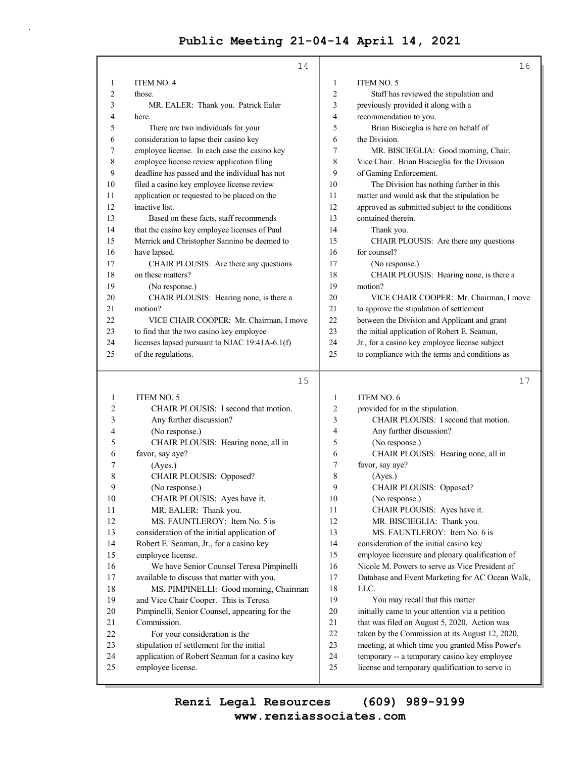ITEM NO. 4

those.

MR. EALER: Thank you. Patrick Ealer here.

There are two individuals for your consideration to lapse their casino key employee license. In each case the casino key employee license review application filing deadline has passed and the individual has not filed a casino key employee license review application or requested to be placed on the inactive list.

Based on these facts, staff recommends that the casino key employee licenses of Paul Merrick and Christopher Sannino be deemed to have lapsed.

CHAIR PLOUSIS: Are there any questions on these matters?

(No response.)

CHAIR PLOUSIS: Hearing none, is there a motion?

VICE CHAIR COOPER: Mr. Chairman, I move to find that the two casino key employee licenses lapsed pursuant to NJAC 19:41A-6.1(f) of the regulations.

ITEM NO. 5

CHAIR PLOUSIS: I second that motion.

Any further discussion?

(No response.)

CHAIR PLOUSIS: Hearing none, all in favor, say aye?

(Ayes.)

CHAIR PLOUSIS: Opposed?

(No response.)

CHAIR PLOUSIS: Ayes have it.

MR. EALER: Thank you.

MS. FAUNTLEROY: Item No. 5 is consideration of the initial application of Robert E. Seaman, Jr., for a casino key employee license.

We have Senior Counsel Teresa Pimpinelli available to discuss that matter with you.

MS. PIMPINELLI: Good morning, Chairman and Vice Chair Cooper. This is Teresa Pimpinelli, Senior Counsel, appearing for the Commission.

For your consideration is the stipulation of settlement for the initial application of Robert Seaman for a casino key employee license.

ITEM NO. 5

Staff has reviewed the stipulation and previously provided it along with a recommendation to you.

Brian Biscieglia is here on behalf of the Division.

MR. BISCIEGLIA: Good morning, Chair, Vice Chair. Brian Biscieglia for the Division of Gaming Enforcement.

The Division has nothing further in this matter and would ask that the stipulation be approved as submitted subject to the conditions contained therein.

Thank you.

CHAIR PLOUSIS: Are there any questions for counsel?

(No response.)

CHAIR PLOUSIS: Hearing none, is there a motion?

VICE CHAIR COOPER: Mr. Chairman, I move to approve the stipulation of settlement between the Division and Applicant and grant the initial application of Robert E. Seaman, Jr., for a casino key employee license subject to compliance with the terms and conditions as

ITEM NO. 6

provided for in the stipulation.

CHAIR PLOUSIS: I second that motion.

Any further discussion?

(No response.)

CHAIR PLOUSIS: Hearing none, all in favor, say aye?

(Ayes.)

CHAIR PLOUSIS: Opposed?

(No response.)

CHAIR PLOUSIS: Ayes have it.

MR. BISCIEGLIA: Thank you.

MS. FAUNTLEROY: Item No. 6 is consideration of the initial casino key employee licensure and plenary qualification of Nicole M. Powers to serve as Vice President of Database and Event Marketing for AC Ocean Walk, LLC.

You may recall that this matter initially came to your attention via a petition that was filed on August 5, 2020. Action was taken by the Commission at its August 12, 2020, meeting, at which time you granted Miss Power's temporary -- a temporary casino key employee license and temporary qualification to serve in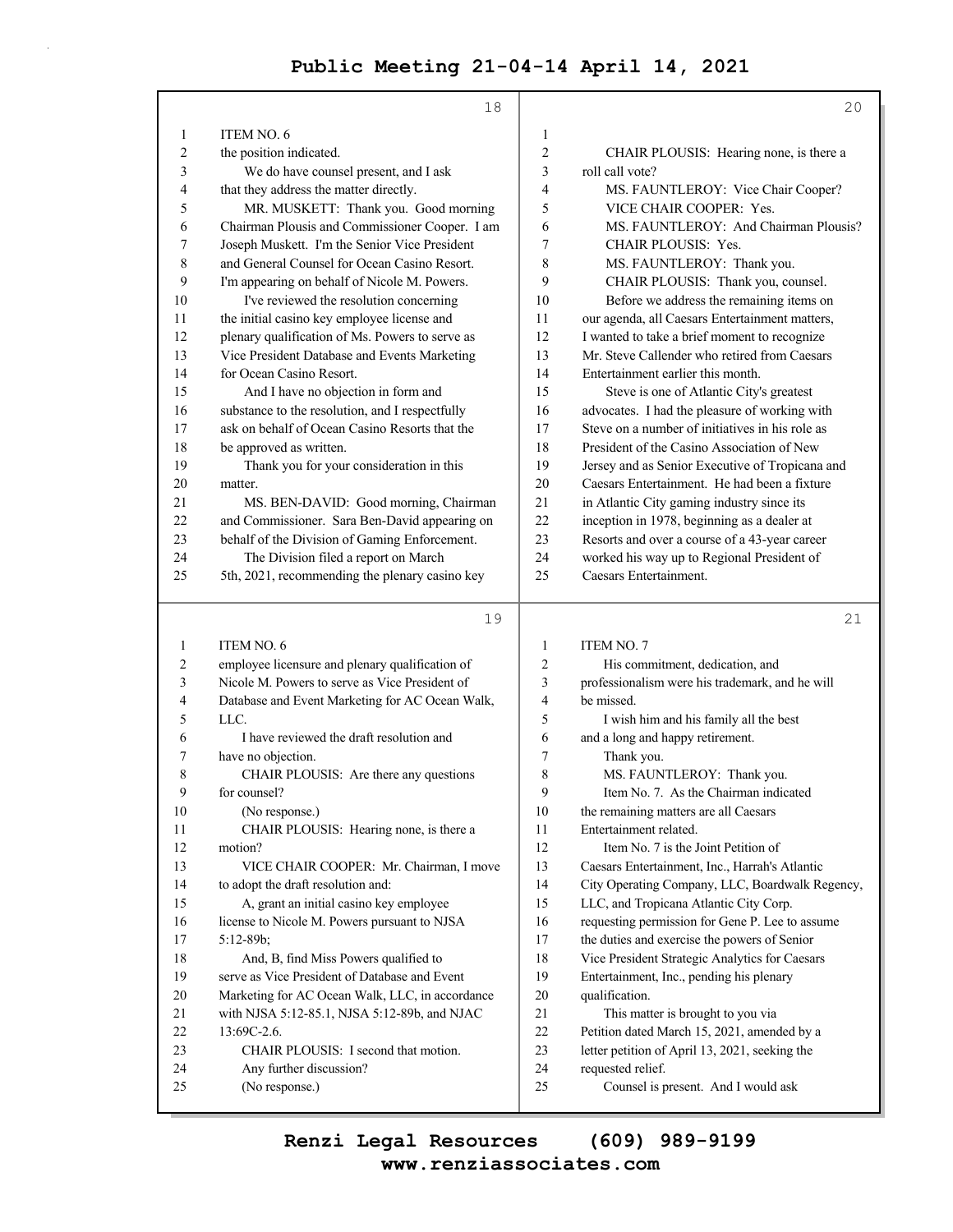ITEM NO. 6

the position indicated.

We do have counsel present, and I ask that they address the matter directly.

MR. MUSKETT: Thank you. Good morning Chairman Plousis and Commissioner Cooper. I am Joseph Muskett. I'm the Senior Vice President and General Counsel for Ocean Casino Resort. I'm appearing on behalf of Nicole M. Powers.

I've reviewed the resolution concerning the initial casino key employee license and plenary qualification of Ms. Powers to serve as Vice President Database and Events Marketing for Ocean Casino Resort.

And I have no objection in form and substance to the resolution, and I respectfully ask on behalf of Ocean Casino Resorts that the be approved as written.

Thank you for your consideration in this matter.

MS. BEN-DAVID: Good morning, Chairman and Commissioner. Sara Ben-David appearing on behalf of the Division of Gaming Enforcement.

The Division filed a report on March 5th, 2021, recommending the plenary casino key employee licensure and plenary qualification of Nicole M. Powers to serve as Vice President of Database and Event Marketing for AC Ocean Walk, LLC.

I have reviewed the draft resolution and have no objection.

CHAIR PLOUSIS: Are there any questions for counsel?

(No response.)

CHAIR PLOUSIS: Hearing none, is there a motion?

VICE CHAIR COOPER: Mr. Chairman, I move to adopt the draft resolution and:

A, grant an initial casino key employee license to Nicole M. Powers pursuant to NJSA 5:12-89b;

And, B, find Miss Powers qualified to serve as Vice President of Database and Event Marketing for AC Ocean Walk, LLC, in accordance with NJSA 5:12-85.1, NJSA 5:12-89b, and NJAC 13:69C-2.6.

CHAIR PLOUSIS: I second that motion.

Any further discussion?

(No response.)

CHAIR PLOUSIS: Hearing none, is there a roll call vote?

MS. FAUNTLEROY: Vice Chair Cooper?

VICE CHAIR COOPER: Yes.

MS. FAUNTLEROY: And Chairman Plousis?

CHAIR PLOUSIS: Yes.

MS. FAUNTLEROY: Thank you.

CHAIR PLOUSIS: Thank you, counsel.

Before we address the remaining items on our agenda, all Caesars Entertainment matters, I wanted to take a brief moment to recognize Mr. Steve Callender who retired from Caesars Entertainment earlier this month.

Steve is one of Atlantic City's greatest advocates. I had the pleasure of working with Steve on a number of initiatives in his role as President of the Casino Association of New Jersey and as Senior Executive of Tropicana and Caesars Entertainment. He had been a fixture in Atlantic City gaming industry since its inception in 1978, beginning as a dealer at Resorts and over a course of a 43-year career worked his way up to Regional President of Caesars Entertainment.

ITEM NO. 7

His commitment, dedication, and professionalism were his trademark, and he will be missed.

I wish him and his family all the best and a long and happy retirement.

Thank you.

MS. FAUNTLEROY: Thank you.

Item No. 7. As the Chairman indicated the remaining matters are all Caesars Entertainment related.

Item No. 7 is the Joint Petition of Caesars Entertainment, Inc., Harrah's Atlantic City Operating Company, LLC, Boardwalk Regency, LLC, and Tropicana Atlantic City Corp. requesting permission for Gene P. Lee to assume the duties and exercise the powers of Senior Vice President Strategic Analytics for Caesars Entertainment, Inc., pending his plenary qualification.

This matter is brought to you via Petition dated March 15, 2021, amended by a letter petition of April 13, 2021, seeking the requested relief.

Counsel is present. And I would ask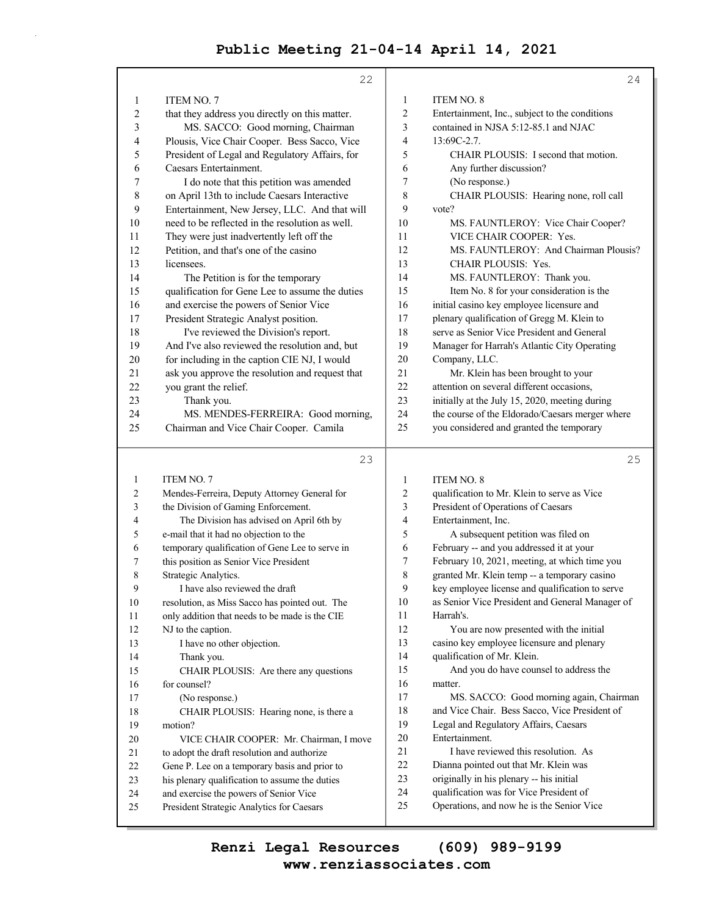ITEM NO. 7

that they address you directly on this matter.

MS. SACCO: Good morning, Chairman Plousis, Vice Chair Cooper. Bess Sacco, Vice President of Legal and Regulatory Affairs, for Caesars Entertainment.

I do note that this petition was amended on April 13th to include Caesars Interactive Entertainment, New Jersey, LLC. And that will need to be reflected in the resolution as well. They were just inadvertently left off the Petition, and that's one of the casino licensees.

The Petition is for the temporary qualification for Gene Lee to assume the duties and exercise the powers of Senior Vice President Strategic Analyst position.

I've reviewed the Division's report. And I've also reviewed the resolution and, but for including in the caption CIE NJ, I would ask you approve the resolution and request that you grant the relief.

Thank you.

MS. MENDES-FERREIRA: Good morning, Chairman and Vice Chair Cooper. Camila Mendes-Ferreira, Deputy Attorney General for the Division of Gaming Enforcement.

The Division has advised on April 6th by e-mail that it had no objection to the temporary qualification of Gene Lee to serve in this position as Senior Vice President Strategic Analytics.

I have also reviewed the draft resolution, as Miss Sacco has pointed out. The only addition that needs to be made is the CIE NJ to the caption.

I have no other objection.

Thank you.

CHAIR PLOUSIS: Are there any questions for counsel?

(No response.)

CHAIR PLOUSIS: Hearing none, is there a motion?

VICE CHAIR COOPER: Mr. Chairman, I move to adopt the draft resolution and authorize Gene P. Lee on a temporary basis and prior to his plenary qualification to assume the duties and exercise the powers of Senior Vice President Strategic Analytics for Caesars Entertainment, Inc., subject to the conditions contained in NJSA 5:12-85.1 and NJAC 13:69C-2.7.

CHAIR PLOUSIS: I second that motion.

Any further discussion?

(No response.)

CHAIR PLOUSIS: Hearing none, roll call vote?

MS. FAUNTLEROY: Vice Chair Cooper?

VICE CHAIR COOPER: Yes.

MS. FAUNTLEROY: And Chairman Plousis?

CHAIR PLOUSIS: Yes.

MS. FAUNTLEROY: Thank you.

ITEM NO. 8

Item No. 8 for your consideration is the initial casino key employee licensure and plenary qualification of Gregg M. Klein to serve as Senior Vice President and General Manager for Harrah's Atlantic City Operating Company, LLC.

Mr. Klein has been brought to your attention on several different occasions, initially at the July 15, 2020, meeting during the course of the Eldorado/Caesars merger where you considered and granted the temporary qualification to Mr. Klein to serve as Vice President of Operations of Caesars Entertainment, Inc.

A subsequent petition was filed on February -- and you addressed it at your February 10, 2021, meeting, at which time you granted Mr. Klein temp -- a temporary casino key employee license and qualification to serve as Senior Vice President and General Manager of Harrah's.

You are now presented with the initial casino key employee licensure and plenary qualification of Mr. Klein.

And you do have counsel to address the matter.

MS. SACCO: Good morning again, Chairman and Vice Chair. Bess Sacco, Vice President of Legal and Regulatory Affairs, Caesars Entertainment.

I have reviewed this resolution. As Dianna pointed out that Mr. Klein was originally in his plenary -- his initial qualification was for Vice President of Operations, and now he is the Senior Vice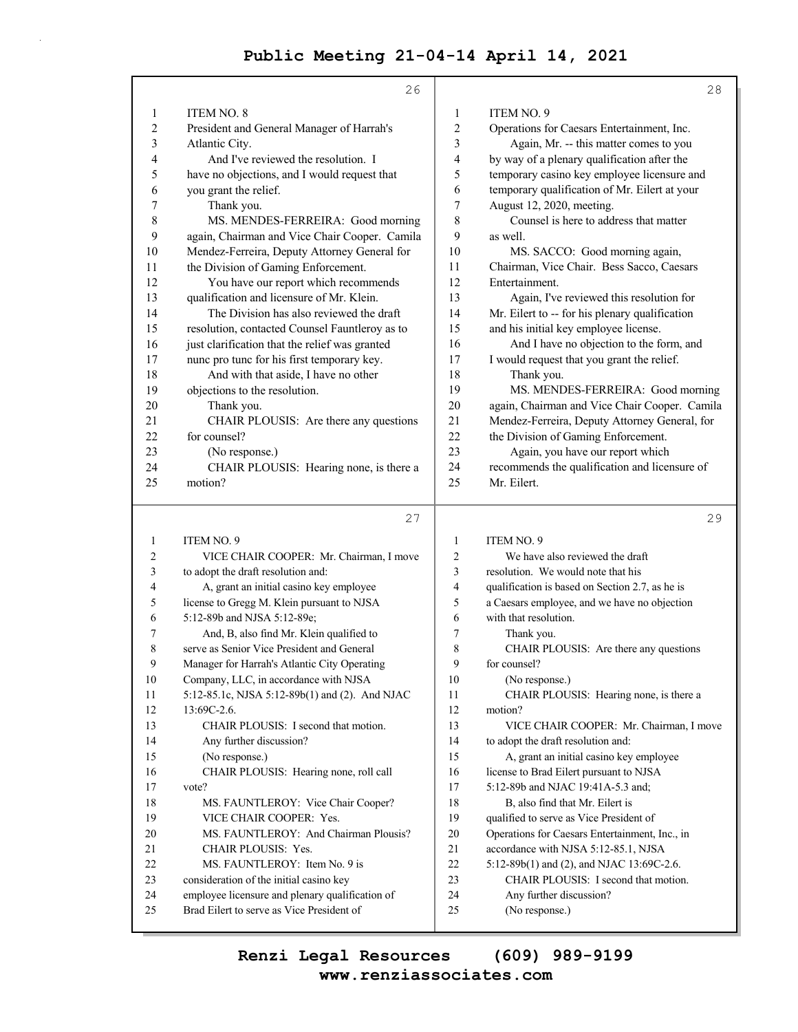ITEM NO. 8

President and General Manager of Harrah's Atlantic City.

And I've reviewed the resolution. I have no objections, and I would request that you grant the relief.

Thank you.

MS. MENDES-FERREIRA: Good morning again, Chairman and Vice Chair Cooper. Camila Mendez-Ferreira, Deputy Attorney General for the Division of Gaming Enforcement.

You have our report which recommends qualification and licensure of Mr. Klein.

The Division has also reviewed the draft resolution, contacted Counsel Fauntleroy as to just clarification that the relief was granted nunc pro tunc for his first temporary key.

And with that aside, I have no other objections to the resolution.

Thank you.

CHAIR PLOUSIS: Are there any questions for counsel?

(No response.)

CHAIR PLOUSIS: Hearing none, is there a motion?

ITEM NO. 9

VICE CHAIR COOPER: Mr. Chairman, I move to adopt the draft resolution and:

A, grant an initial casino key employee license to Gregg M. Klein pursuant to NJSA 5:12-89b and NJSA 5:12-89e;

And, B, also find Mr. Klein qualified to serve as Senior Vice President and General Manager for Harrah's Atlantic City Operating Company, LLC, in accordance with NJSA 5:12-85.1c, NJSA 5:12-89b(1) and (2). And NJAC 13:69C-2.6.

CHAIR PLOUSIS: I second that motion.

Any further discussion?

(No response.)

CHAIR PLOUSIS: Hearing none, roll call vote?

MS. FAUNTLEROY: Vice Chair Cooper?

VICE CHAIR COOPER: Yes.

MS. FAUNTLEROY: And Chairman Plousis?

CHAIR PLOUSIS: Yes.

MS. FAUNTLEROY: Item No. 9 is consideration of the initial casino key employee licensure and plenary qualification of Brad Eilert to serve as Vice President of Operations for Caesars Entertainment, Inc.

Again, Mr. -- this matter comes to you by way of a plenary qualification after the temporary casino key employee licensure and temporary qualification of Mr. Eilert at your August 12, 2020, meeting.

Counsel is here to address that matter as well.

MS. SACCO: Good morning again, Chairman, Vice Chair. Bess Sacco, Caesars Entertainment.

Again, I've reviewed this resolution for Mr. Eilert to -- for his plenary qualification and his initial key employee license.

And I have no objection to the form, and I would request that you grant the relief.

Thank you.

MS. MENDES-FERREIRA: Good morning again, Chairman and Vice Chair Cooper. Camila Mendez-Ferreira, Deputy Attorney General, for the Division of Gaming Enforcement.

Again, you have our report which recommends the qualification and licensure of Mr. Eilert.

We have also reviewed the draft resolution. We would note that his qualification is based on Section 2.7, as he is a Caesars employee, and we have no objection with that resolution.

Thank you.

CHAIR PLOUSIS: Are there any questions for counsel?

(No response.)

CHAIR PLOUSIS: Hearing none, is there a motion?

VICE CHAIR COOPER: Mr. Chairman, I move to adopt the draft resolution and:

A, grant an initial casino key employee license to Brad Eilert pursuant to NJSA 5:12-89b and NJAC 19:41A-5.3 and;

B, also find that Mr. Eilert is qualified to serve as Vice President of Operations for Caesars Entertainment, Inc., in accordance with NJSA 5:12-85.1, NJSA 5:12-89b(1) and (2), and NJAC 13:69C-2.6.

CHAIR PLOUSIS: I second that motion.

Any further discussion?

(No response.)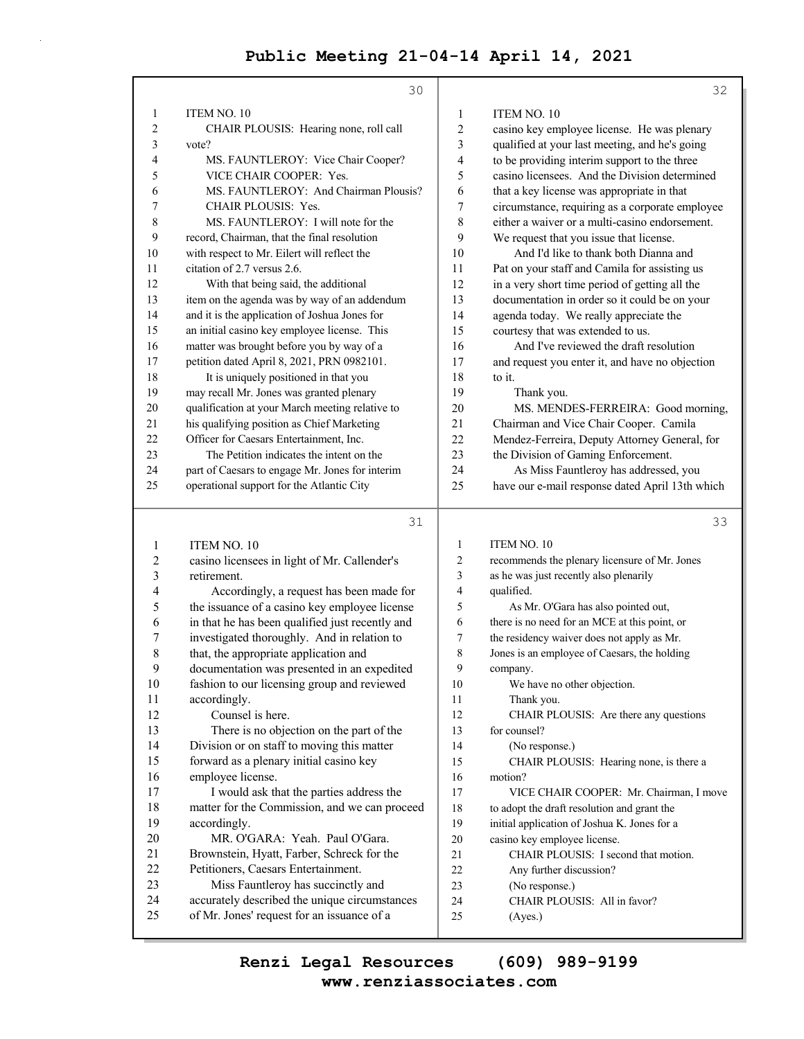ITEM NO. 10

CHAIR PLOUSIS: Hearing none, roll call vote?

MS. FAUNTLEROY: Vice Chair Cooper?

VICE CHAIR COOPER: Yes.

MS. FAUNTLEROY: And Chairman Plousis?

CHAIR PLOUSIS: Yes.

MS. FAUNTLEROY: I will note for the record, Chairman, that the final resolution with respect to Mr. Eilert will reflect the citation of 2.7 versus 2.6.

With that being said, the additional item on the agenda was by way of an addendum and it is the application of Joshua Jones for an initial casino key employee license. This matter was brought before you by way of a petition dated April 8, 2021, PRN 0982101.

It is uniquely positioned in that you may recall Mr. Jones was granted plenary qualification at your March meeting relative to his qualifying position as Chief Marketing Officer for Caesars Entertainment, Inc.

The Petition indicates the intent on the part of Caesars to engage Mr. Jones for interim operational support for the Atlantic City casino licensees in light of Mr. Callender's retirement.

Accordingly, a request has been made for the issuance of a casino key employee license in that he has been qualified just recently and investigated thoroughly. And in relation to that, the appropriate application and documentation was presented in an expedited fashion to our licensing group and reviewed accordingly.

Counsel is here.

There is no objection on the part of the Division or on staff to moving this matter forward as a plenary initial casino key employee license.

I would ask that the parties address the matter for the Commission, and we can proceed accordingly.

MR. O'GARA: Yeah. Paul O'Gara. Brownstein, Hyatt, Farber, Schreck for the Petitioners, Caesars Entertainment.

Miss Fauntleroy has succinctly and accurately described the unique circumstances of Mr. Jones' request for an issuance of a casino key employee license. He was plenary qualified at your last meeting, and he's going to be providing interim support to the three casino licensees. And the Division determined that a key license was appropriate in that circumstance, requiring as a corporate employee either a waiver or a multi-casino endorsement. We request that you issue that license.

And I'd like to thank both Dianna and Pat on your staff and Camila for assisting us in a very short time period of getting all the documentation in order so it could be on your agenda today. We really appreciate the courtesy that was extended to us.

And I've reviewed the draft resolution and request you enter it, and have no objection to it.

Thank you.

MS. MENDES-FERREIRA: Good morning, Chairman and Vice Chair Cooper. Camila Mendez-Ferreira, Deputy Attorney General, for the Division of Gaming Enforcement.

As Miss Fauntleroy has addressed, you have our e-mail response dated April 13th which recommends the plenary licensure of Mr. Jones as he was just recently also plenarily qualified.

As Mr. O'Gara has also pointed out, there is no need for an MCE at this point, or the residency waiver does not apply as Mr. Jones is an employee of Caesars, the holding company.

We have no other objection.

Thank you.

CHAIR PLOUSIS: Are there any questions for counsel?

(No response.)

CHAIR PLOUSIS: Hearing none, is there a motion?

VICE CHAIR COOPER: Mr. Chairman, I move to adopt the draft resolution and grant the initial application of Joshua K. Jones for a casino key employee license.

CHAIR PLOUSIS: I second that motion.

Any further discussion?

(No response.)

CHAIR PLOUSIS: All in favor?

(Ayes.)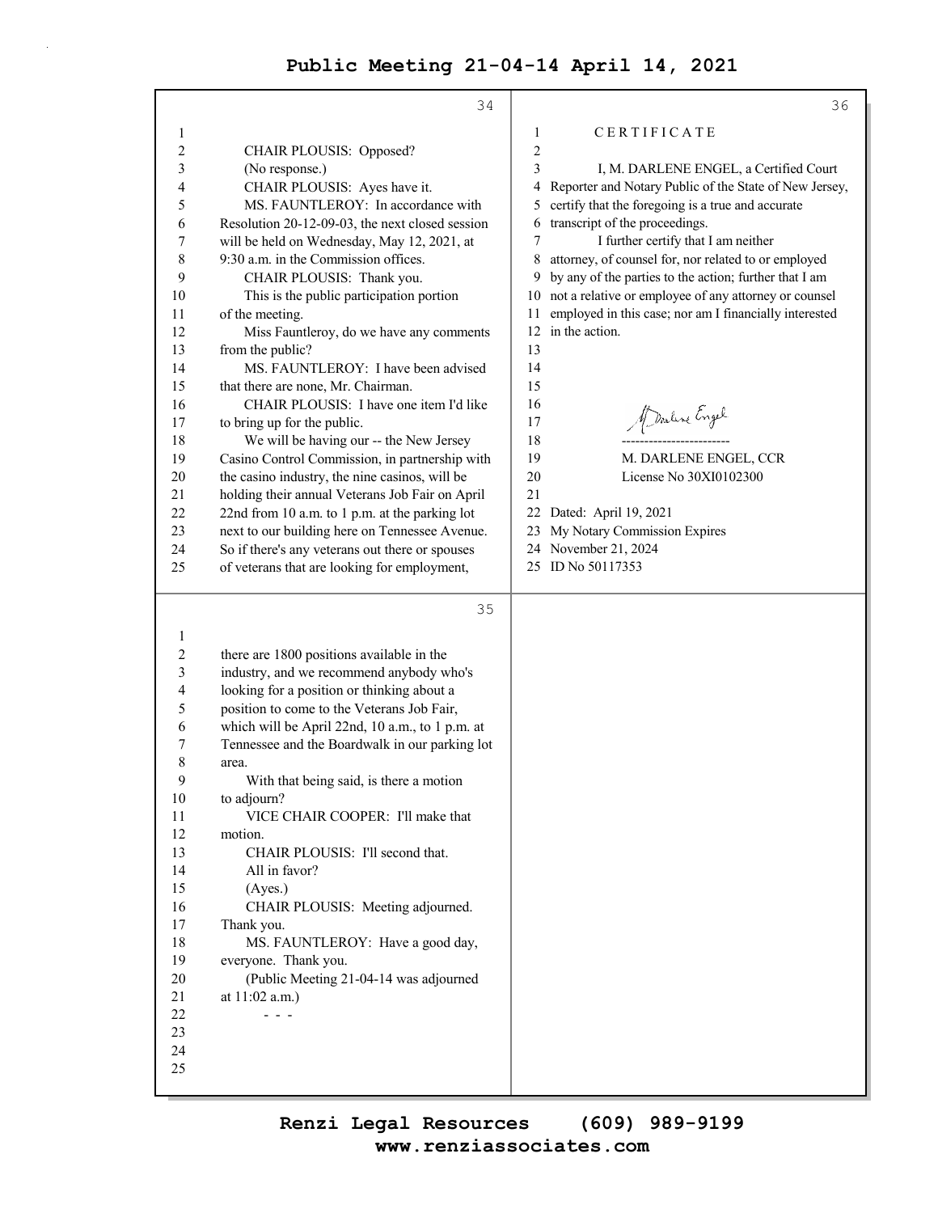CHAIR PLOUSIS: Opposed?

(No response.)

CHAIR PLOUSIS: Ayes have it.

MS. FAUNTLEROY: In accordance with Resolution 20-12-09-03, the next closed session will be held on Wednesday, May 12, 2021, at 9:30 a.m. in the Commission offices.

CHAIR PLOUSIS: Thank you.

This is the public participation portion of the meeting.

Miss Fauntleroy, do we have any comments from the public?

MS. FAUNTLEROY: I have been advised that there are none, Mr. Chairman.

CHAIR PLOUSIS: I have one item I'd like to bring up for the public.

We will be having our -- the New Jersey Casino Control Commission, in partnership with the casino industry, the nine casinos, will be holding their annual Veterans Job Fair on April 22nd from 10 a.m. to 1 p.m. at the parking lot next to our building here on Tennessee Avenue. So if there's any veterans out there or spouses of veterans that are looking for employment, there are 1800 positions available in the industry, and we recommend anybody who's looking for a position or thinking about a position to come to the Veterans Job Fair, which will be April 22nd, 10 a.m., to 1 p.m. at Tennessee and the Boardwalk in our parking lot area.

With that being said, is there a motion to adjourn?

VICE CHAIR COOPER: I'll make that motion.

CHAIR PLOUSIS: I'll second that.

All in favor?

(Ayes.)

CHAIR PLOUSIS: Meeting adjourned. Thank you.

MS. FAUNTLEROY: Have a good day, everyone. Thank you.

(Public Meeting 21-04-14 was adjourned at 11:02 a.m.)

\- - -

C E R T I F I C A T E

I, M. DARLENE ENGEL, a Certified Court Reporter and Notary Public of the State of New Jersey, certify that the foregoing is a true and accurate transcript of the proceedings.

I further certify that I am neither attorney, of counsel for, nor related to or employed by any of the parties to the action; further that I am not a relative or employee of any attorney or counsel employed in this case; nor am I financially interested in the action.

\------------------------

M. DARLENE ENGEL, CCR
License No 30XI0102300

Dated: April 19, 2021
My Notary Commission Expires
November 21, 2024
ID No 50117353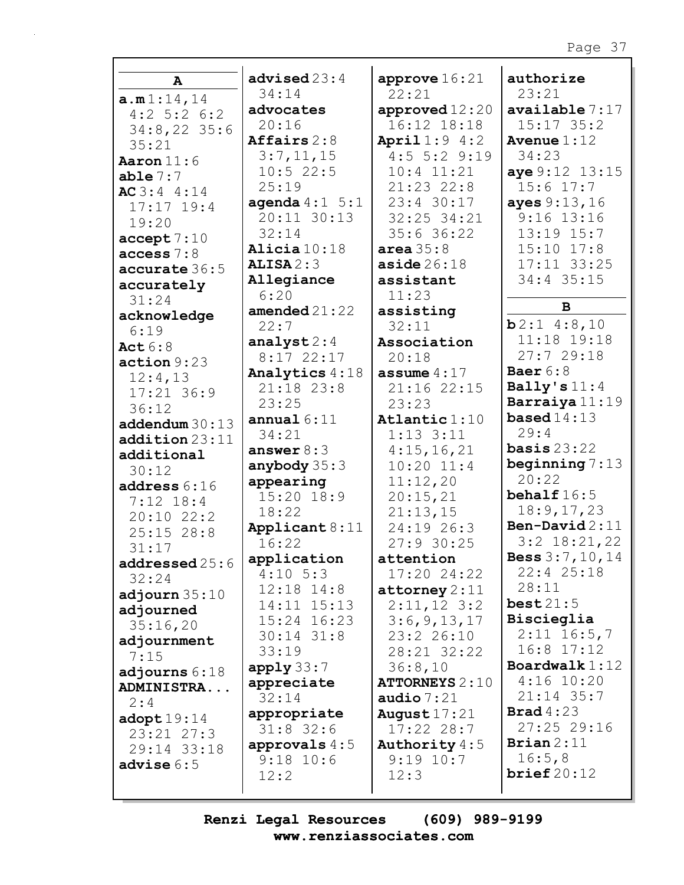## A

**a.m** 1:14,14 4:2 5:2 6:2 34:8,22 35:6 35:21
**Aaron** 11:6
**able** 7:7
**AC** 3:4 4:14 17:17 19:4 19:20
**accept** 7:10
**access** 7:8
**accurate** 36:5
**accurately** 31:24
**acknowledge** 6:19
**Act** 6:8
**action** 9:23 12:4,13 17:21 36:9 36:12
**addendum** 30:13
**addition** 23:11
**additional** 30:12
**address** 6:16 7:12 18:4 20:10 22:2 25:15 28:8 31:17
**addressed** 25:6 32:24
**adjourn** 35:10
**adjourned** 35:16,20
**adjournment** 7:15
**adjourns** 6:18
**ADMINISTRA...** 2:4
**adopt** 19:14 23:21 27:3 29:14 33:18
**advise** 6:5
**advised** 23:4 34:14
**advocates** 20:16
**Affairs** 2:8 3:7,11,15 10:5 22:5 25:19
**agenda** 4:1 5:1 20:11 30:13 32:14
**Alicia** 10:18
**ALISA** 2:3
**Allegiance** 6:20
**amended** 21:22 22:7
**analyst** 2:4 8:17 22:17
**Analytics** 4:18 21:18 23:8 23:25
**annual** 6:11 34:21
**answer** 8:3
**anybody** 35:3
**appearing** 15:20 18:9 18:22
**Applicant** 8:11 16:22
**application** 4:10 5:3 12:18 14:8 14:11 15:13 15:24 16:23 30:14 31:8 33:19
**apply** 33:7
**appreciate** 32:14
**appropriate** 31:8 32:6
**approvals** 4:5 9:18 10:6 12:2
**approve** 16:21 22:21
**approved** 12:20 16:12 18:18
**April** 1:9 4:2 4:5 5:2 9:19 10:4 11:21 21:23 22:8 23:4 30:17 32:25 34:21 35:6 36:22
**area** 35:8
**aside** 26:18
**assistant** 11:23
**assisting** 32:11
**Association** 20:18
**assume** 4:17 21:16 22:15 23:23
**Atlantic** 1:10 1:13 3:11 4:15,16,21 10:20 11:4 11:12,20 20:15,21 21:13,15 24:19 26:3 27:9 30:25
**attention** 17:20 24:22
**attorney** 2:11 2:11,12 3:2 3:6,9,13,17 23:2 26:10 28:21 32:22 36:8,10
**ATTORNEYS** 2:10
**audio** 7:21
**August** 17:21 17:22 28:7
**Authority** 4:5 9:19 10:7 12:3
**authorize** 23:21
**available** 7:17 15:17 35:2
**Avenue** 1:12 34:23
**aye** 9:12 13:15 15:6 17:7
**ayes** 9:13,16 9:16 13:16 13:19 15:7 15:10 17:8 17:11 33:25 34:4 35:15

## B

**b** 2:1 4:8,10 11:18 19:18 27:7 29:18
**Baer** 6:8
**Bally's** 11:4
**Barraiya** 11:19
**based** 14:13 29:4
**basis** 23:22
**beginning** 7:13 20:22
**behalf** 16:5 18:9,17,23
**Ben-David** 2:11 3:2 18:21,22
**Bess** 3:7,10,14 22:4 25:18 28:11
**best** 21:5
**Biscieglia** 2:11 16:5,7 16:8 17:12
**Boardwalk** 1:12 4:16 10:20 21:14 35:7
**Brad** 4:23 27:25 29:16
**Brian** 2:11 16:5,8
**brief** 20:12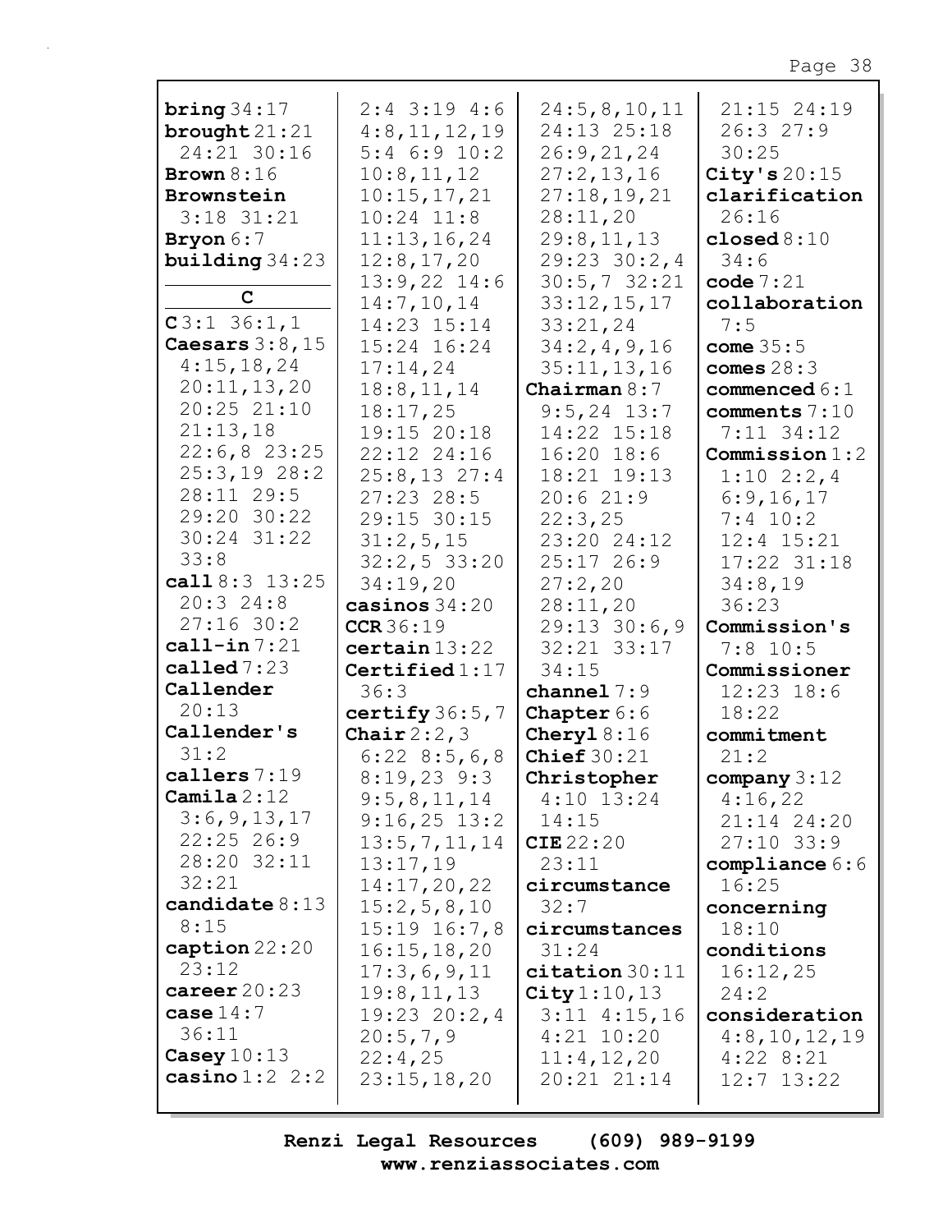**bring** 34:17
**brought** 21:21 24:21 30:16
**Brown** 8:16
**Brownstein** 3:18 31:21
**Bryon** 6:7
**building** 34:23

**C**

**C** 3:1 36:1,1
**Caesars** 3:8,15 4:15,18,24 20:11,13,20 20:25 21:10 21:13,18 22:6,8 23:25 25:3,19 28:2 28:11 29:5 29:20 30:22 30:24 31:22 33:8
**call** 8:3 13:25 20:3 24:8 27:16 30:2
**call-in** 7:21
**called** 7:23
**Callender** 20:13
**Callender's** 31:2
**callers** 7:19
**Camila** 2:12 3:6,9,13,17 22:25 26:9 28:20 32:11 32:21
**candidate** 8:13 8:15
**caption** 22:20 23:12
**career** 20:23
**case** 14:7 36:11
**Casey** 10:13
**casino** 1:2 2:2 2:4 3:19 4:6 4:8,11,12,19 5:4 6:9 10:2 10:8,11,12 10:15,17,21 10:24 11:8 11:13,16,24 12:8,17,20 13:9,22 14:6 14:7,10,14 14:23 15:14 15:24 16:24 17:14,24 18:8,11,14 18:17,25 19:15 20:18 22:12 24:16 25:8,13 27:4 27:23 28:5 29:15 30:15 31:2,5,15 32:2,5 33:20 34:19,20
**casinos** 34:20
**CCR** 36:19
**certain** 13:22
**Certified** 1:17 36:3
**certify** 36:5,7
**Chair** 2:2,3 6:22 8:5,6,8 8:19,23 9:3 9:5,8,11,14 9:16,25 13:2 13:5,7,11,14 13:17,19 14:17,20,22 15:2,5,8,10 15:19 16:7,8 16:15,18,20 17:3,6,9,11 19:8,11,13 19:23 20:2,4 20:5,7,9 22:4,25 23:15,18,20 24:5,8,10,11 24:13 25:18 26:9,21,24 27:2,13,16 27:18,19,21 28:11,20 29:8,11,13 29:23 30:2,4 30:5,7 32:21 33:12,15,17 33:21,24 34:2,4,9,16 35:11,13,16
**Chairman** 8:7 9:5,24 13:7 14:22 15:18 16:20 18:6 18:21 19:13 20:6 21:9 22:3,25 23:20 24:12 25:17 26:9 27:2,20 28:11,20 29:13 30:6,9 32:21 33:17 34:15
**channel** 7:9
**Chapter** 6:6
**Cheryl** 8:16
**Chief** 30:21
**Christopher** 4:10 13:24 14:15
**CIE** 22:20 23:11
**circumstance** 32:7
**circumstances** 31:24
**citation** 30:11
**City** 1:10,13 3:11 4:15,16 4:21 10:20 11:4,12,20 20:21 21:14 21:15 24:19 26:3 27:9 30:25
**City's** 20:15
**clarification** 26:16
**closed** 8:10 34:6
**code** 7:21
**collaboration** 7:5
**come** 35:5
**comes** 28:3
**commenced** 6:1
**comments** 7:10 7:11 34:12
**Commission** 1:2 1:10 2:2,4 6:9,16,17 7:4 10:2 12:4 15:21 17:22 31:18 34:8,19 36:23
**Commission's** 7:8 10:5
**Commissioner** 12:23 18:6 18:22
**commitment** 21:2
**company** 3:12 4:16,22 21:14 24:20 27:10 33:9
**compliance** 6:6 16:25
**concerning** 18:10
**conditions** 16:12,25 24:2
**consideration** 4:8,10,12,19 4:22 8:21 12:7 13:22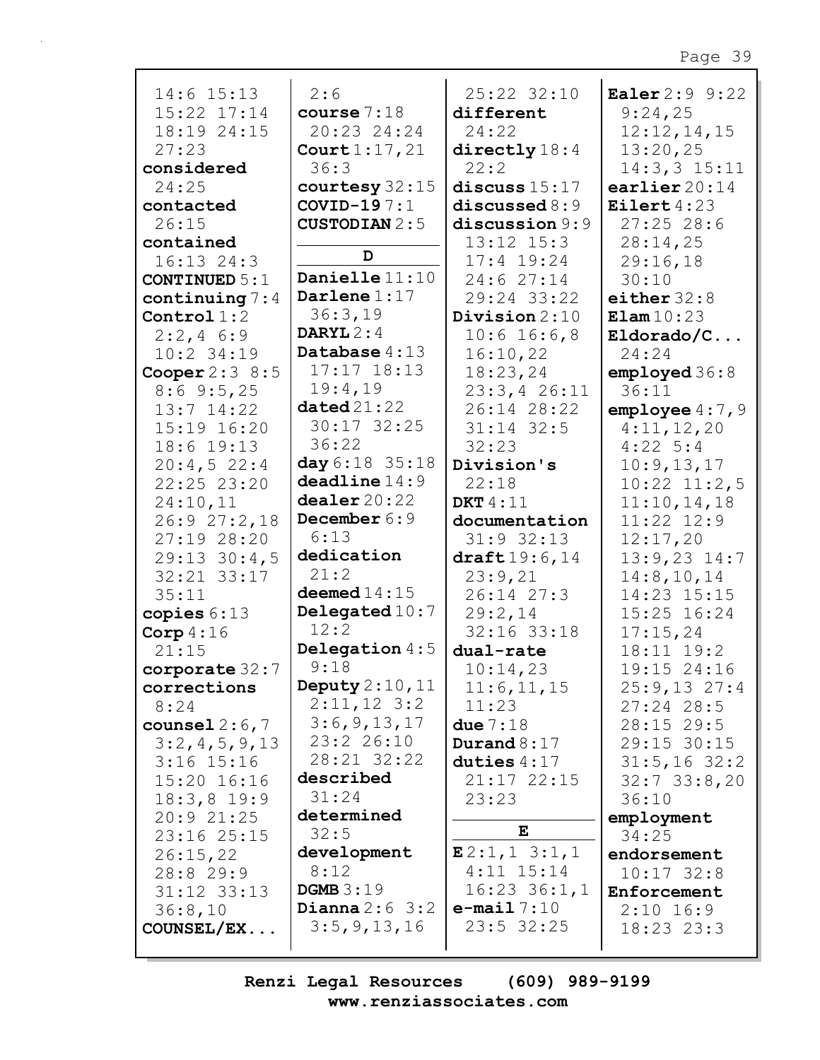14:6 15:13
15:22 17:14
18:19 24:15
27:23
**considered**
24:25
**contacted**
26:15
**contained**
16:13 24:3
**CONTINUED** 5:1
**continuing** 7:4
**Control** 1:2
2:2,4 6:9
10:2 34:19
**Cooper** 2:3 8:5
8:6 9:5,25
13:7 14:22
15:19 16:20
18:6 19:13
20:4,5 22:4
22:25 23:20
24:10,11
26:9 27:2,18
27:19 28:20
29:13 30:4,5
32:21 33:17
35:11
**copies** 6:13
**Corp** 4:16
21:15
**corporate** 32:7
**corrections**
8:24
**counsel** 2:6,7
3:2,4,5,9,13
3:16 15:16
15:20 16:16
18:3,8 19:9
20:9 21:25
23:16 25:15
26:15,22
28:8 29:9
31:12 33:13
36:8,10
**COUNSEL/EX...**
2:6
**course** 7:18
20:23 24:24
**Court** 1:17,21
36:3
**courtesy** 32:15
**COVID-19** 7:1
**CUSTODIAN** 2:5

**D**

**Danielle** 11:10
**Darlene** 1:17
36:3,19
**DARYL** 2:4
**Database** 4:13
17:17 18:13
19:4,19
**dated** 21:22
30:17 32:25
36:22
**day** 6:18 35:18
**deadline** 14:9
**dealer** 20:22
**December** 6:9
6:13
**dedication**
21:2
**deemed** 14:15
**Delegated** 10:7
12:2
**Delegation** 4:5
9:18
**Deputy** 2:10,11
2:11,12 3:2
3:6,9,13,17
23:2 26:10
28:21 32:22
**described**
31:24
**determined**
32:5
**development**
8:12
**DGMB** 3:19
**Dianna** 2:6 3:2
3:5,9,13,16
25:22 32:10
**different**
24:22
**directly** 18:4
22:2
**discuss** 15:17
**discussed** 8:9
**discussion** 9:9
13:12 15:3
17:4 19:24
24:6 27:14
29:24 33:22
**Division** 2:10
10:6 16:6,8
16:10,22
18:23,24
23:3,4 26:11
26:14 28:22
31:14 32:5
32:23
**Division's**
22:18
**DKT** 4:11
**documentation**
31:9 32:13
**draft** 19:6,14
23:9,21
26:14 27:3
29:2,14
32:16 33:18
**dual-rate**
10:14,23
11:6,11,15
11:23
**due** 7:18
**Durand** 8:17
**duties** 4:17
21:17 22:15
23:23

**E**

**E** 2:1,1 3:1,1
4:11 15:14
16:23 36:1,1
**e-mail** 7:10
23:5 32:25
**Ealer** 2:9 9:22
9:24,25
12:12,14,15
13:20,25
14:3,3 15:11
**earlier** 20:14
**Eilert** 4:23
27:25 28:6
28:14,25
29:16,18
30:10
**either** 32:8
**Elam** 10:23
**Eldorado/C...**
24:24
**employed** 36:8
36:11
**employee** 4:7,9
4:11,12,20
4:22 5:4
10:9,13,17
10:22 11:2,5
11:10,14,18
11:22 12:9
12:17,20
13:9,23 14:7
14:8,10,14
14:23 15:15
15:25 16:24
17:15,24
18:11 19:2
19:15 24:16
25:9,13 27:4
27:24 28:5
28:15 29:5
29:15 30:15
31:5,16 32:2
32:7 33:8,20
36:10
**employment**
34:25
**endorsement**
10:17 32:8
**Enforcement**
2:10 16:9
18:23 23:3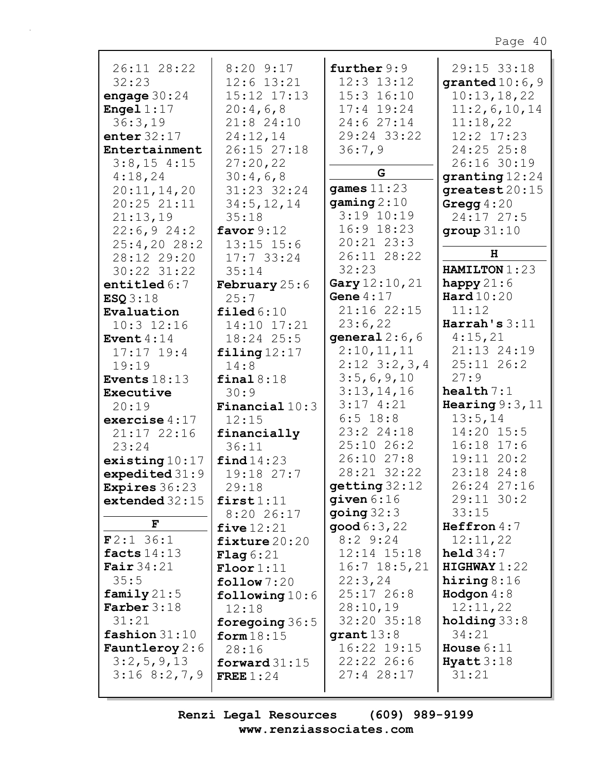26:11 28:22
32:23
**engage** 30:24
**Engel** 1:17
36:3,19
**enter** 32:17
**Entertainment**
3:8,15 4:15
4:18,24
20:11,14,20
20:25 21:11
21:13,19
22:6,9 24:2
25:4,20 28:2
28:12 29:20
30:22 31:22
**entitled** 6:7
**ESQ** 3:18
**Evaluation**
10:3 12:16
**Event** 4:14
17:17 19:4
19:19
**Events** 18:13
**Executive**
20:19
**exercise** 4:17
21:17 22:16
23:24
**existing** 10:17
**expedited** 31:9
**Expires** 36:23
**extended** 32:15

**F**

**F** 2:1 36:1
**facts** 14:13
**Fair** 34:21
35:5
**family** 21:5
**Farber** 3:18
31:21
**fashion** 31:10
**Fauntleroy** 2:6
3:2,5,9,13
3:16 8:2,7,9
8:20 9:17
12:6 13:21
15:12 17:13
20:4,6,8
21:8 24:10
24:12,14
26:15 27:18
27:20,22
30:4,6,8
31:23 32:24
34:5,12,14
35:18
**favor** 9:12
13:15 15:6
17:7 33:24
35:14
**February** 25:6
25:7
**filed** 6:10
14:10 17:21
18:24 25:5
**filing** 12:17
14:8
**final** 8:18
30:9
**Financial** 10:3
12:15
**financially**
36:11
**find** 14:23
19:18 27:7
29:18
**first** 1:11
8:20 26:17
**five** 12:21
**fixture** 20:20
**Flag** 6:21
**Floor** 1:11
**follow** 7:20
**following** 10:6
12:18
**foregoing** 36:5
**form** 18:15
28:16
**forward** 31:15
**FREE** 1:24
**further** 9:9
12:3 13:12
15:3 16:10
17:4 19:24
24:6 27:14
29:24 33:22
36:7,9

**G**

**games** 11:23
**gaming** 2:10
3:19 10:19
16:9 18:23
20:21 23:3
26:11 28:22
32:23
**Gary** 12:10,21
**Gene** 4:17
21:16 22:15
23:6,22
**general** 2:6,6
2:10,11,11
2:12 3:2,3,4
3:5,6,9,10
3:13,14,16
3:17 4:21
6:5 18:8
23:2 24:18
25:10 26:2
26:10 27:8
28:21 32:22
**getting** 32:12
**given** 6:16
**going** 32:3
**good** 6:3,22
8:2 9:24
12:14 15:18
16:7 18:5,21
22:3,24
25:17 26:8
28:10,19
32:20 35:18
**grant** 13:8
16:22 19:15
22:22 26:6
27:4 28:17
29:15 33:18
**granted** 10:6,9
10:13,18,22
11:2,6,10,14
11:18,22
12:2 17:23
24:25 25:8
26:16 30:19
**granting** 12:24
**greatest** 20:15
**Gregg** 4:20
24:17 27:5
**group** 31:10

**H**

**HAMILTON** 1:23
**happy** 21:6
**Hard** 10:20
11:12
**Harrah's** 3:11
4:15,21
21:13 24:19
25:11 26:2
27:9
**health** 7:1
**Hearing** 9:3,11
13:5,14
14:20 15:5
16:18 17:6
19:11 20:2
23:18 24:8
26:24 27:16
29:11 30:2
33:15
**Heffron** 4:7
12:11,22
**held** 34:7
**HIGHWAY** 1:22
**hiring** 8:16
**Hodgon** 4:8
12:11,22
**holding** 33:8
34:21
**House** 6:11
**Hyatt** 3:18
31:21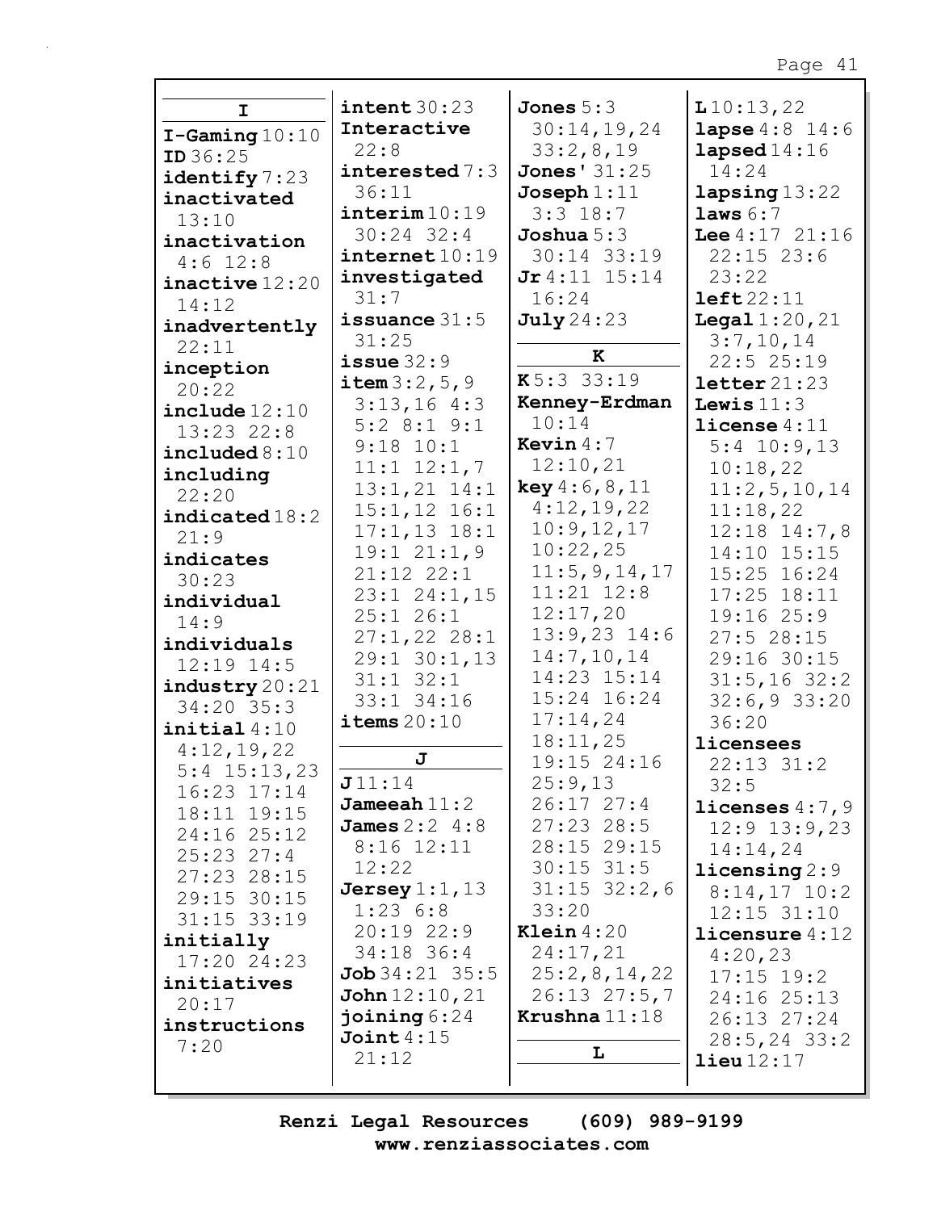**I**

**I-Gaming** 10:10
**ID** 36:25
**identify** 7:23
**inactivated** 13:10
**inactivation** 4:6 12:8
**inactive** 12:20 14:12
**inadvertently** 22:11
**inception** 20:22
**include** 12:10 13:23 22:8
**included** 8:10
**including** 22:20
**indicated** 18:2 21:9
**indicates** 30:23
**individual** 14:9
**individuals** 12:19 14:5
**industry** 20:21 34:20 35:3
**initial** 4:10 4:12,19,22 5:4 15:13,23 16:23 17:14 18:11 19:15 24:16 25:12 25:23 27:4 27:23 28:15 29:15 30:15 31:15 33:19
**initially** 17:20 24:23
**initiatives** 20:17
**instructions** 7:20
**intent** 30:23
**Interactive** 22:8
**interested** 7:3 36:11
**interim** 10:19 30:24 32:4
**internet** 10:19
**investigated** 31:7
**issuance** 31:5 31:25
**issue** 32:9
**item** 3:2,5,9 3:13,16 4:3 5:2 8:1 9:1 9:18 10:1 11:1 12:1,7 13:1,21 14:1 15:1,12 16:1 17:1,13 18:1 19:1 21:1,9 21:12 22:1 23:1 24:1,15 25:1 26:1 27:1,22 28:1 29:1 30:1,13 31:1 32:1 33:1 34:16
**items** 20:10

**J**

**J** 11:14
**Jameeah** 11:2
**James** 2:2 4:8 8:16 12:11 12:22
**Jersey** 1:1,13 1:23 6:8 20:19 22:9 34:18 36:4
**Job** 34:21 35:5
**John** 12:10,21
**joining** 6:24
**Joint** 4:15 21:12
**Jones** 5:3 30:14,19,24 33:2,8,19
**Jones'** 31:25
**Joseph** 1:11 3:3 18:7
**Joshua** 5:3 30:14 33:19
**Jr** 4:11 15:14 16:24
**July** 24:23

**K**

**K** 5:3 33:19
**Kenney-Erdman** 10:14
**Kevin** 4:7 12:10,21
**key** 4:6,8,11 4:12,19,22 10:9,12,17 10:22,25 11:5,9,14,17 11:21 12:8 12:17,20 13:9,23 14:6 14:7,10,14 14:23 15:14 15:24 16:24 17:14,24 18:11,25 19:15 24:16 25:9,13 26:17 27:4 27:23 28:5 28:15 29:15 30:15 31:5 31:15 32:2,6 33:20
**Klein** 4:20 24:17,21 25:2,8,14,22 26:13 27:5,7
**Krushna** 11:18

**L**

**L** 10:13,22
**lapse** 4:8 14:6
**lapsed** 14:16 14:24
**lapsing** 13:22
**laws** 6:7
**Lee** 4:17 21:16 22:15 23:6 23:22
**left** 22:11
**Legal** 1:20,21 3:7,10,14 22:5 25:19
**letter** 21:23
**Lewis** 11:3
**license** 4:11 5:4 10:9,13 10:18,22 11:2,5,10,14 11:18,22 12:18 14:7,8 14:10 15:15 15:25 16:24 17:25 18:11 19:16 25:9 27:5 28:15 29:16 30:15 31:5,16 32:2 32:6,9 33:20 36:20
**licensees** 22:13 31:2 32:5
**licenses** 4:7,9 12:9 13:9,23 14:14,24
**licensing** 2:9 8:14,17 10:2 12:15 31:10
**licensure** 4:12 4:20,23 17:15 19:2 24:16 25:13 26:13 27:24 28:5,24 33:2
**lieu** 12:17

Renzi Legal Resources (609) 989-9199
www.renziassociates.com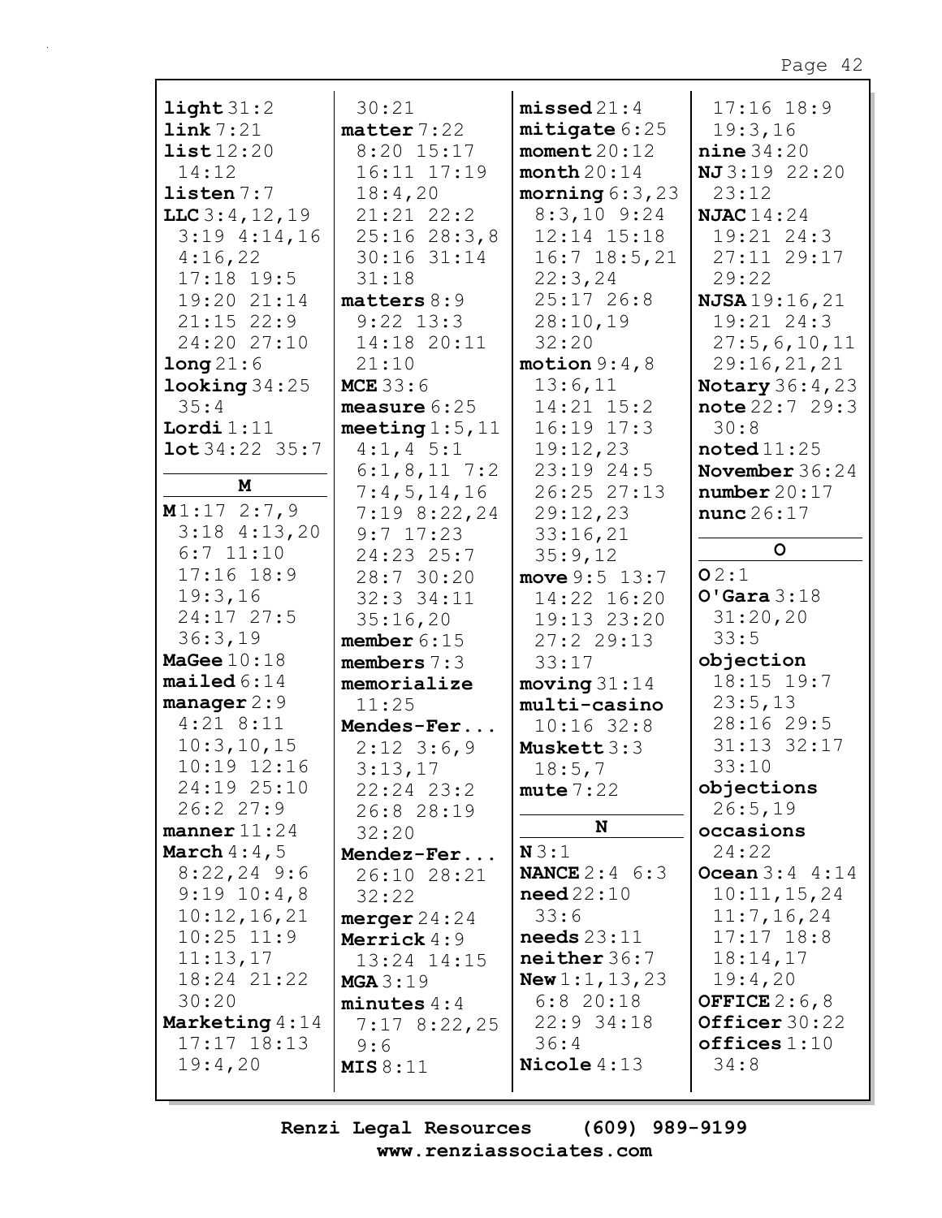**light** 31:2
**link** 7:21
**list** 12:20 14:12
**listen** 7:7
**LLC** 3:4,12,19 3:19 4:14,16 4:16,22 17:18 19:5 19:20 21:14 21:15 22:9 24:20 27:10
**long** 21:6
**looking** 34:25 35:4
**Lordi** 1:11
**lot** 34:22 35:7

**M**

**M** 1:17 2:7,9 3:18 4:13,20 6:7 11:10 17:16 18:9 19:3,16 24:17 27:5 36:3,19
**MaGee** 10:18
**mailed** 6:14
**manager** 2:9 4:21 8:11 10:3,10,15 10:19 12:16 24:19 25:10 26:2 27:9
**manner** 11:24
**March** 4:4,5 8:22,24 9:6 9:19 10:4,8 10:12,16,21 10:25 11:9 11:13,17 18:24 21:22 30:20
**Marketing** 4:14 17:17 18:13 19:4,20
30:21
**matter** 7:22 8:20 15:17 16:11 17:19 18:4,20 21:21 22:2 25:16 28:3,8 30:16 31:14 31:18
**matters** 8:9 9:22 13:3 14:18 20:11 21:10
**MCE** 33:6
**measure** 6:25
**meeting** 1:5,11 4:1,4 5:1 6:1,8,11 7:2 7:4,5,14,16 7:19 8:22,24 9:7 17:23 24:23 25:7 28:7 30:20 32:3 34:11 35:16,20
**member** 6:15
**members** 7:3
**memorialize** 11:25
**Mendes-Fer...** 2:12 3:6,9 3:13,17 22:24 23:2 26:8 28:19 32:20
**Mendez-Fer...** 26:10 28:21 32:22
**merger** 24:24
**Merrick** 4:9 13:24 14:15
**MGA** 3:19
**minutes** 4:4 7:17 8:22,25 9:6
**MIS** 8:11
**missed** 21:4
**mitigate** 6:25
**moment** 20:12
**month** 20:14
**morning** 6:3,23 8:3,10 9:24 12:14 15:18 16:7 18:5,21 22:3,24 25:17 26:8 28:10,19 32:20
**motion** 9:4,8 13:6,11 14:21 15:2 16:19 17:3 19:12,23 23:19 24:5 26:25 27:13 29:12,23 33:16,21 35:9,12
**move** 9:5 13:7 14:22 16:20 19:13 23:20 27:2 29:13 33:17
**moving** 31:14
**multi-casino** 10:16 32:8
**Muskett** 3:3 18:5,7
**mute** 7:22

**N**

**N** 3:1
**NANCE** 2:4 6:3
**need** 22:10 33:6
**needs** 23:11
**neither** 36:7
**New** 1:1,13,23 6:8 20:18 22:9 34:18 36:4
**Nicole** 4:13
17:16 18:9 19:3,16
**nine** 34:20
**NJ** 3:19 22:20 23:12
**NJAC** 14:24 19:21 24:3 27:11 29:17 29:22
**NJSA** 19:16,21 19:21 24:3 27:5,6,10,11 29:16,21,21
**Notary** 36:4,23
**note** 22:7 29:3 30:8
**noted** 11:25
**November** 36:24
**number** 20:17
**nunc** 26:17

**O**

**O** 2:1
**O'Gara** 3:18 31:20,20 33:5
**objection** 18:15 19:7 23:5,13 28:16 29:5 31:13 32:17 33:10
**objections** 26:5,19
**occasions** 24:22
**Ocean** 3:4 4:14 10:11,15,24 11:7,16,24 17:17 18:8 18:14,17 19:4,20
**OFFICE** 2:6,8
**Officer** 30:22
**offices** 1:10 34:8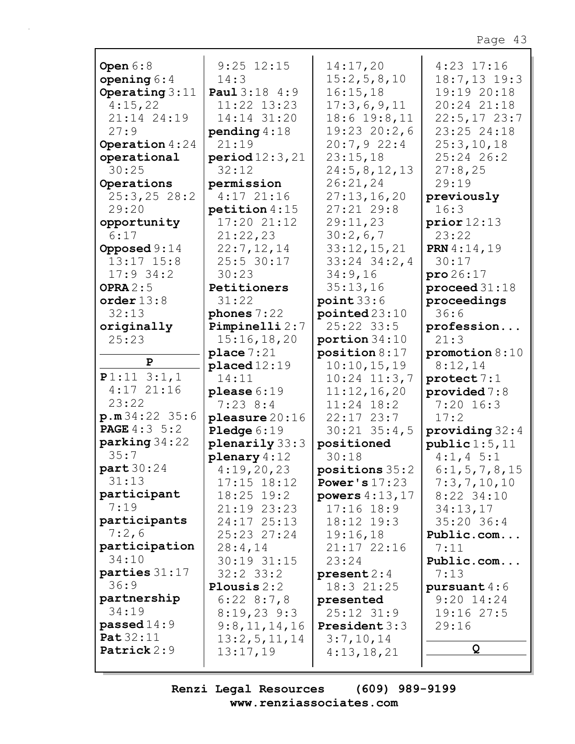**Open** 6:8
**opening** 6:4
**Operating** 3:11 4:15,22 21:14 24:19 27:9
**Operation** 4:24
**operational** 30:25
**Operations** 25:3,25 28:2 29:20
**opportunity** 6:17
**Opposed** 9:14 13:17 15:8 17:9 34:2
**OPRA** 2:5
**order** 13:8 32:13
**originally** 25:23

**P**

**P** 1:11 3:1,1 4:17 21:16 23:22
**p.m** 34:22 35:6
**PAGE** 4:3 5:2
**parking** 34:22 35:7
**part** 30:24 31:13
**participant** 7:19
**participants** 7:2,6
**participation** 34:10
**parties** 31:17 36:9
**partnership** 34:19
**passed** 14:9
**Pat** 32:11
**Patrick** 2:9
9:25 12:15 14:3
**Paul** 3:18 4:9 11:22 13:23 14:14 31:20
**pending** 4:18 21:19
**period** 12:3,21 32:12
**permission** 4:17 21:16
**petition** 4:15 17:20 21:12 21:22,23 22:7,12,14 25:5 30:17 30:23
**Petitioners** 31:22
**phones** 7:22
**Pimpinelli** 2:7 15:16,18,20
**place** 7:21
**placed** 12:19 14:11
**please** 6:19 7:23 8:4
**pleasure** 20:16
**Pledge** 6:19
**plenarily** 33:3
**plenary** 4:12 4:19,20,23 17:15 18:12 18:25 19:2 21:19 23:23 24:17 25:13 25:23 27:24 28:4,14 30:19 31:15 32:2 33:2
**Plousis** 2:2 6:22 8:7,8 8:19,23 9:3 9:8,11,14,16 13:2,5,11,14 13:17,19
14:17,20 15:2,5,8,10 16:15,18 17:3,6,9,11 18:6 19:8,11 19:23 20:2,6 20:7,9 22:4 23:15,18 24:5,8,12,13 26:21,24 27:13,16,20 27:21 29:8 29:11,23 30:2,6,7 33:12,15,21 33:24 34:2,4 34:9,16 35:13,16
**point** 33:6
**pointed** 23:10 25:22 33:5
**portion** 34:10
**position** 8:17 10:10,15,19 10:24 11:3,7 11:12,16,20 11:24 18:2 22:17 23:7 30:21 35:4,5
**positioned** 30:18
**positions** 35:2
**Power's** 17:23
**powers** 4:13,17 17:16 18:9 18:12 19:3 19:16,18 21:17 22:16 23:24
**present** 2:4 18:3 21:25
**presented** 25:12 31:9
**President** 3:3 3:7,10,14 4:13,18,21
4:23 17:16 18:7,13 19:3 19:19 20:18 20:24 21:18 22:5,17 23:7 23:25 24:18 25:3,10,18 25:24 26:2 27:8,25 29:19
**previously** 16:3
**prior** 12:13 23:22
**PRN** 4:14,19 30:17
**pro** 26:17
**proceed** 31:18
**proceedings** 36:6
**profession...** 21:3
**promotion** 8:10 8:12,14
**protect** 7:1
**provided** 7:8 7:20 16:3 17:2
**providing** 32:4
**public** 1:5,11 4:1,4 5:1 6:1,5,7,8,15 7:3,7,10,10 8:22 34:10 34:13,17 35:20 36:4
**Public.com...** 7:11
**Public.com...** 7:13
**pursuant** 4:6 9:20 14:24 19:16 27:5 29:16

**Q**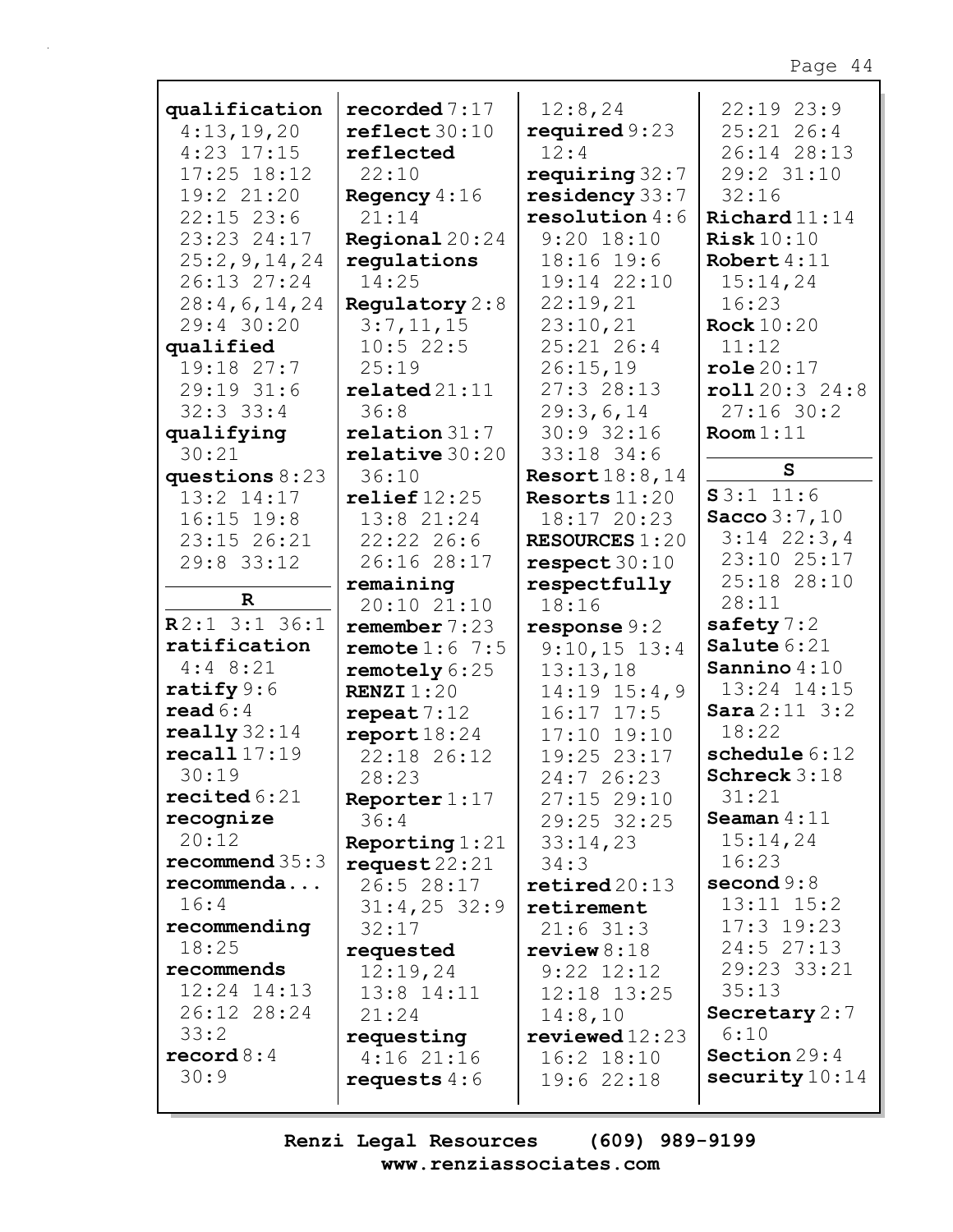**qualification** 4:13,19,20 4:23 17:15 17:25 18:12 19:2 21:20 22:15 23:6 23:23 24:17 25:2,9,14,24 26:13 27:24 28:4,6,14,24 29:4 30:20
**qualified** 19:18 27:7 29:19 31:6 32:3 33:4
**qualifying** 30:21
**questions** 8:23 13:2 14:17 16:15 19:8 23:15 26:21 29:8 33:12

## R

**R** 2:1 3:1 36:1
**ratification** 4:4 8:21
**ratify** 9:6
**read** 6:4
**really** 32:14
**recall** 17:19 30:19
**recited** 6:21
**recognize** 20:12
**recommend** 35:3
**recommenda...** 16:4
**recommending** 18:25
**recommends** 12:24 14:13 26:12 28:24 33:2
**record** 8:4 30:9
**recorded** 7:17
**reflect** 30:10
**reflected** 22:10
**Regency** 4:16 21:14
**Regional** 20:24
**regulations** 14:25
**Regulatory** 2:8 3:7,11,15 10:5 22:5 25:19
**related** 21:11 36:8
**relation** 31:7
**relative** 30:20 36:10
**relief** 12:25 13:8 21:24 22:22 26:6 26:16 28:17
**remaining** 20:10 21:10
**remember** 7:23
**remote** 1:6 7:5
**remotely** 6:25
**RENZI** 1:20
**repeat** 7:12
**report** 18:24 22:18 26:12 28:23
**Reporter** 1:17 36:4
**Reporting** 1:21
**request** 22:21 26:5 28:17 31:4,25 32:9 32:17
**requested** 12:19,24 13:8 14:11 21:24
**requesting** 4:16 21:16
**requests** 4:6 12:8,24
**required** 9:23 12:4
**requiring** 32:7
**residency** 33:7
**resolution** 4:6 9:20 18:10 18:16 19:6 19:14 22:10 22:19,21 23:10,21 25:21 26:4 26:15,19 27:3 28:13 29:3,6,14 30:9 32:16 33:18 34:6
**Resort** 18:8,14
**Resorts** 11:20 18:17 20:23
**RESOURCES** 1:20
**respect** 30:10
**respectfully** 18:16
**response** 9:2 9:10,15 13:4 13:13,18 14:19 15:4,9 16:17 17:5 17:10 19:10 19:25 23:17 24:7 26:23 27:15 29:10 29:25 32:25 33:14,23 34:3
**retired** 20:13
**retirement** 21:6 31:3
**review** 8:18 9:22 12:12 12:18 13:25 14:8,10
**reviewed** 12:23 16:2 18:10 19:6 22:18 22:19 23:9 25:21 26:4 26:14 28:13 29:2 31:10 32:16
**Richard** 11:14
**Risk** 10:10
**Robert** 4:11 15:14,24 16:23
**Rock** 10:20 11:12
**role** 20:17
**roll** 20:3 24:8 27:16 30:2
**Room** 1:11

## S

**S** 3:1 11:6
**Sacco** 3:7,10 3:14 22:3,4 23:10 25:17 25:18 28:10 28:11
**safety** 7:2
**Salute** 6:21
**Sannino** 4:10 13:24 14:15
**Sara** 2:11 3:2 18:22
**schedule** 6:12
**Schreck** 3:18 31:21
**Seaman** 4:11 15:14,24 16:23
**second** 9:8 13:11 15:2 17:3 19:23 24:5 27:13 29:23 33:21 35:13
**Secretary** 2:7 6:10
**Section** 29:4
**security** 10:14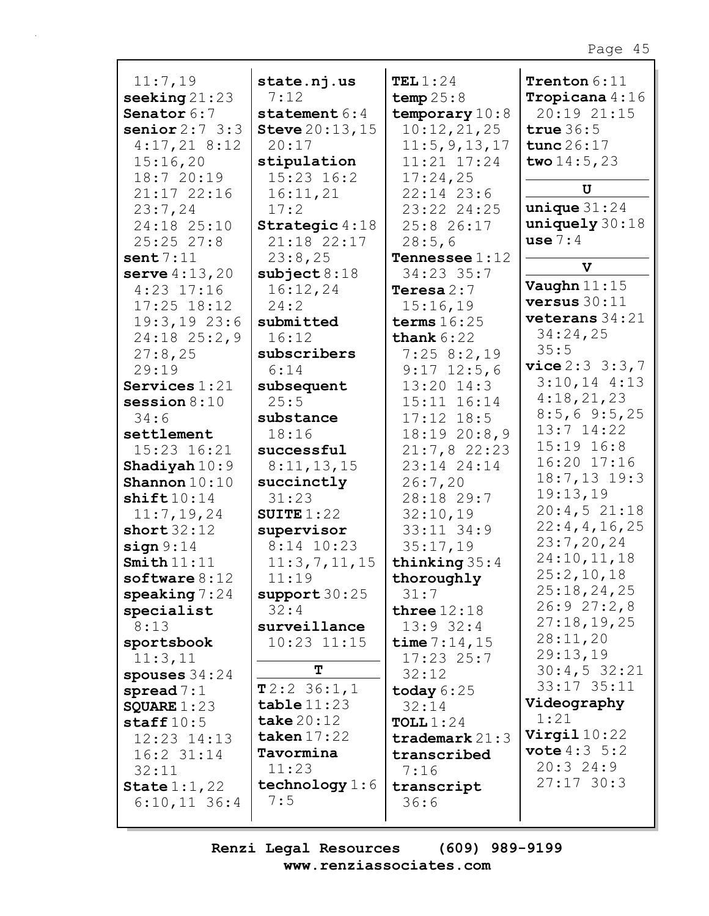11:7,19
**seeking** 21:23
**Senator** 6:7
**senior** 2:7 3:3 4:17,21 8:12 15:16,20 18:7 20:19 21:17 22:16 23:7,24 24:18 25:10 25:25 27:8
**sent** 7:11
**serve** 4:13,20 4:23 17:16 17:25 18:12 19:3,19 23:6 24:18 25:2,9 27:8,25 29:19
**Services** 1:21
**session** 8:10 34:6
**settlement** 15:23 16:21
**Shadiyah** 10:9
**Shannon** 10:10
**shift** 10:14 11:7,19,24
**short** 32:12
**sign** 9:14
**Smith** 11:11
**software** 8:12
**speaking** 7:24
**specialist** 8:13
**sportsbook** 11:3,11
**spouses** 34:24
**spread** 7:1
**SQUARE** 1:23
**staff** 10:5 12:23 14:13 16:2 31:14 32:11
**State** 1:1,22 6:10,11 36:4
**state.nj.us** 7:12
**statement** 6:4
**Steve** 20:13,15 20:17
**stipulation** 15:23 16:2 16:11,21 17:2
**Strategic** 4:18 21:18 22:17 23:8,25
**subject** 8:18 16:12,24 24:2
**submitted** 16:12
**subscribers** 6:14
**subsequent** 25:5
**substance** 18:16
**successful** 8:11,13,15
**succinctly** 31:23
**SUITE** 1:22
**supervisor** 8:14 10:23 11:3,7,11,15 11:19
**support** 30:25 32:4
**surveillance** 10:23 11:15

**T**

**T** 2:2 36:1,1
**table** 11:23
**take** 20:12
**taken** 17:22
**Tavormina** 11:23
**technology** 1:6 7:5
**TEL** 1:24
**temp** 25:8
**temporary** 10:8 10:12,21,25 11:5,9,13,17 11:21 17:24 17:24,25 22:14 23:6 23:22 24:25 25:8 26:17 28:5,6
**Tennessee** 1:12 34:23 35:7
**Teresa** 2:7 15:16,19
**terms** 16:25
**thank** 6:22 7:25 8:2,19 9:17 12:5,6 13:20 14:3 15:11 16:14 17:12 18:5 18:19 20:8,9 21:7,8 22:23 23:14 24:14 26:7,20 28:18 29:7 32:10,19 33:11 34:9 35:17,19
**thinking** 35:4
**thoroughly** 31:7
**three** 12:18 13:9 32:4
**time** 7:14,15 17:23 25:7 32:12
**today** 6:25 32:14
**TOLL** 1:24
**trademark** 21:3
**transcribed** 7:16
**transcript** 36:6
**Trenton** 6:11
**Tropicana** 4:16 20:19 21:15
**true** 36:5
**tunc** 26:17
**two** 14:5,23

**U**

**unique** 31:24
**uniquely** 30:18
**use** 7:4

**V**

**Vaughn** 11:15
**versus** 30:11
**veterans** 34:21 34:24,25 35:5
**vice** 2:3 3:3,7 3:10,14 4:13 4:18,21,23 8:5,6 9:5,25 13:7 14:22 15:19 16:8 16:20 17:16 18:7,13 19:3 19:13,19 20:4,5 21:18 22:4,4,16,25 23:7,20,24 24:10,11,18 25:2,10,18 25:18,24,25 26:9 27:2,8 27:18,19,25 28:11,20 29:13,19 30:4,5 32:21 33:17 35:11
**Videography** 1:21
**Virgil** 10:22
**vote** 4:3 5:2 20:3 24:9 27:17 30:3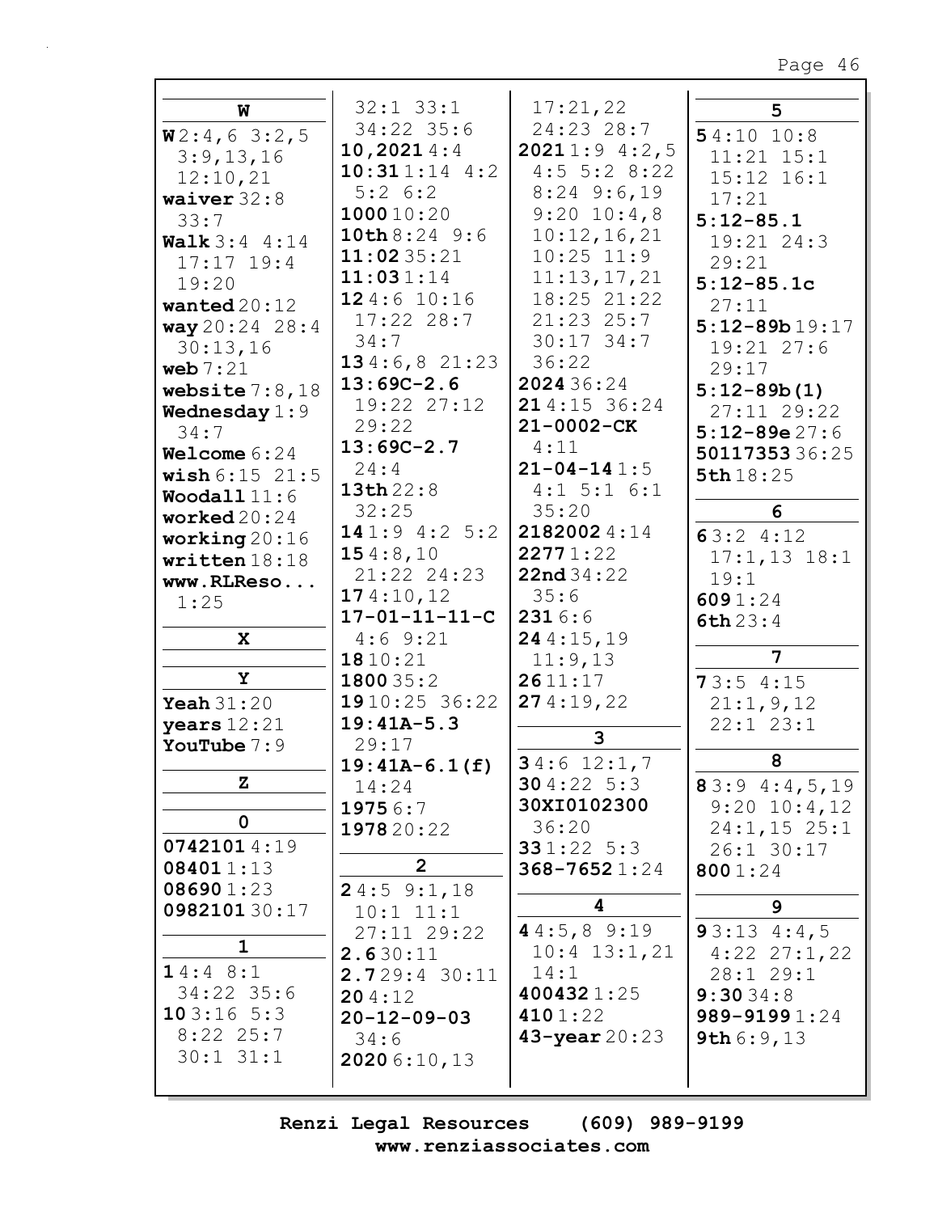**W**

**W** 2:4,6 3:2,5 3:9,13,16 12:10,21
**waiver** 32:8 33:7
**Walk** 3:4 4:14 17:17 19:4 19:20
**wanted** 20:12
**way** 20:24 28:4 30:13,16
**web** 7:21
**website** 7:8,18
**Wednesday** 1:9 34:7
**Welcome** 6:24
**wish** 6:15 21:5
**Woodall** 11:6
**worked** 20:24
**working** 20:16
**written** 18:18
**www.RLReso...** 1:25

**X**

**Y**

**Yeah** 31:20
**years** 12:21
**YouTube** 7:9

**Z**

**0**

**0742101** 4:19
**08401** 1:13
**08690** 1:23
**0982101** 30:17

**1**

**1** 4:4 8:1 34:22 35:6
**10** 3:16 5:3 8:22 25:7 30:1 31:1 32:1 33:1 34:22 35:6
**10,2021** 4:4
**10:31** 1:14 4:2 5:2 6:2
**1000** 10:20
**10th** 8:24 9:6
**11:02** 35:21
**11:03** 1:14
**12** 4:6 10:16 17:22 28:7 34:7
**13** 4:6,8 21:23
**13:69C-2.6** 19:22 27:12 29:22
**13:69C-2.7** 24:4
**13th** 22:8 32:25
**14** 1:9 4:2 5:2
**15** 4:8,10 21:22 24:23
**17** 4:10,12
**17-01-11-11-C** 4:6 9:21
**18** 10:21
**1800** 35:2
**19** 10:25 36:22
**19:41A-5.3** 29:17
**19:41A-6.1(f)** 14:24
**1975** 6:7
**1978** 20:22

**2**

**2** 4:5 9:1,18 10:1 11:1 27:11 29:22
**2.6** 30:11
**2.7** 29:4 30:11
**20** 4:12
**20-12-09-03** 34:6
**2020** 6:10,13 17:21,22 24:23 28:7
**2021** 1:9 4:2,5 4:5 5:2 8:22 8:24 9:6,19 9:20 10:4,8 10:12,16,21 10:25 11:9 11:13,17,21 18:25 21:22 21:23 25:7 30:17 34:7 36:22
**2024** 36:24
**21** 4:15 36:24
**21-0002-CK** 4:11
**21-04-14** 1:5 4:1 5:1 6:1 35:20
**2182002** 4:14
**2277** 1:22
**22nd** 34:22 35:6
**231** 6:6
**24** 4:15,19 11:9,13
**26** 11:17
**27** 4:19,22

**3**

**3** 4:6 12:1,7
**30** 4:22 5:3
**30XI0102300** 36:20
**33** 1:22 5:3
**368-7652** 1:24

**4**

**4** 4:5,8 9:19 10:4 13:1,21 14:1
**400432** 1:25
**410** 1:22
**43-year** 20:23

**5**

**5** 4:10 10:8 11:21 15:1 15:12 16:1 17:21
**5:12-85.1** 19:21 24:3 29:21
**5:12-85.1c** 27:11
**5:12-89b** 19:17 19:21 27:6 29:17
**5:12-89b(1)** 27:11 29:22
**5:12-89e** 27:6
**50117353** 36:25
**5th** 18:25

**6**

**6** 3:2 4:12 17:1,13 18:1 19:1
**609** 1:24
**6th** 23:4

**7**

**7** 3:5 4:15 21:1,9,12 22:1 23:1

**8**

**8** 3:9 4:4,5,19 9:20 10:4,12 24:1,15 25:1 26:1 30:17
**800** 1:24

**9**

**9** 3:13 4:4,5 4:22 27:1,22 28:1 29:1
**9:30** 34:8
**989-9199** 1:24
**9th** 6:9,13